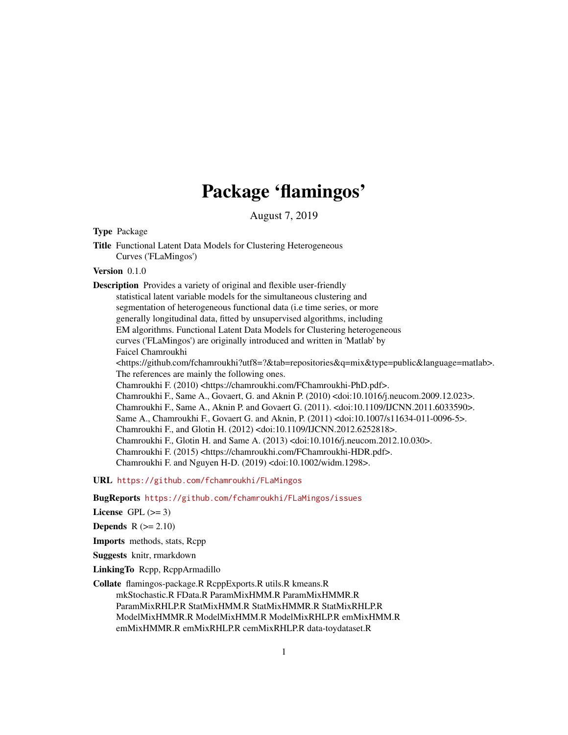# Package 'flamingos'

August 7, 2019

**Type** Package

**Title** Functional Latent Data Models for Clustering Heterogeneous Curves ('FLaMingos')

**Version** 0.1.0

**Description** Provides a variety of original and flexible user-friendly statistical latent variable models for the simultaneous clustering and segmentation of heterogeneous functional data (i.e time series, or more generally longitudinal data, fitted by unsupervised algorithms, including EM algorithms. Functional Latent Data Models for Clustering heterogeneous curves ('FLaMingos') are originally introduced and written in 'Matlab' by Faicel Chamroukhi <https://github.com/fchamroukhi?utf8=?&tab=repositories&q=mix&type=public&language=matlab>. The references are mainly the following ones.
Chamroukhi F. (2010) <https://chamroukhi.com/FChamroukhi-PhD.pdf>.
Chamroukhi F., Same A., Govaert, G. and Aknin P. (2010) <doi:10.1016/j.neucom.2009.12.023>.
Chamroukhi F., Same A., Aknin P. and Govaert G. (2011). <doi:10.1109/IJCNN.2011.6033590>.
Same A., Chamroukhi F., Govaert G. and Aknin, P. (2011) <doi:10.1007/s11634-011-0096-5>.
Chamroukhi F., and Glotin H. (2012) <doi:10.1109/IJCNN.2012.6252818>.
Chamroukhi F., Glotin H. and Same A. (2013) <doi:10.1016/j.neucom.2012.10.030>.
Chamroukhi F. (2015) <https://chamroukhi.com/FChamroukhi-HDR.pdf>.
Chamroukhi F. and Nguyen H-D. (2019) <doi:10.1002/widm.1298>.

**URL** https://github.com/fchamroukhi/FLaMingos

**BugReports** https://github.com/fchamroukhi/FLaMingos/issues

**License** GPL (>= 3)

**Depends** R (>= 2.10)

**Imports** methods, stats, Rcpp

**Suggests** knitr, rmarkdown

**LinkingTo** Rcpp, RcppArmadillo

**Collate** flamingos-package.R RcppExports.R utils.R kmeans.R mkStochastic.R FData.R ParamMixHMM.R ParamMixHMMR.R ParamMixRHLP.R StatMixHMM.R StatMixHMMR.R StatMixRHLP.R ModelMixHMMR.R ModelMixHMM.R ModelMixRHLP.R emMixHMM.R emMixHMMR.R emMixRHLP.R cemMixRHLP.R data-toydataset.R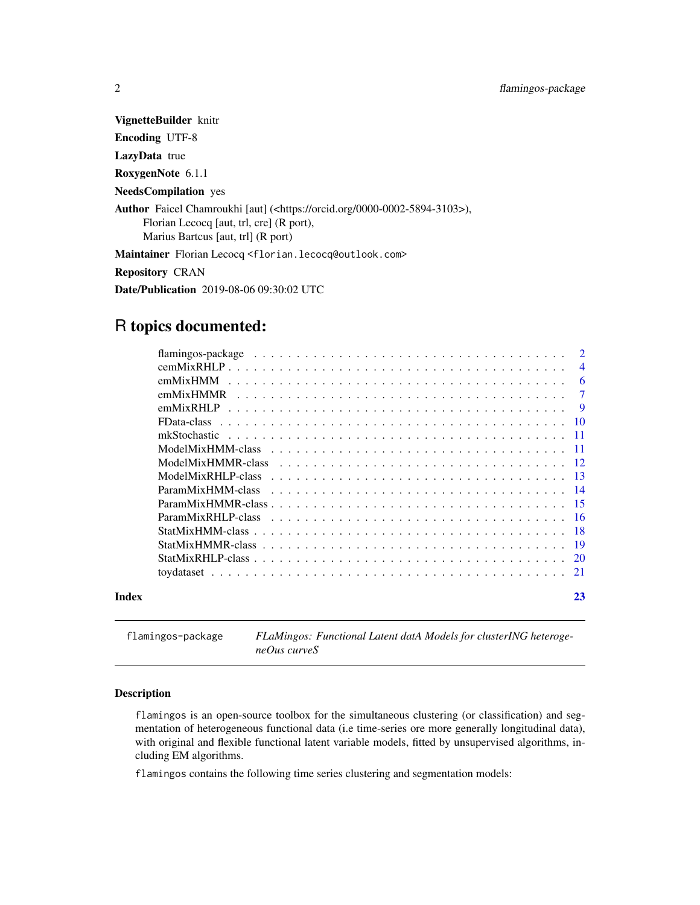**VignetteBuilder** knitr

**Encoding** UTF-8

**LazyData** true

**RoxygenNote** 6.1.1

**NeedsCompilation** yes

**Author** Faicel Chamroukhi [aut] (<https://orcid.org/0000-0002-5894-3103>),
Florian Lecocq [aut, trl, cre] (R port),
Marius Bartcus [aut, trl] (R port)

**Maintainer** Florian Lecocq <florian.lecocq@outlook.com>

**Repository** CRAN

**Date/Publication** 2019-08-06 09:30:02 UTC

# R topics documented:

| | |
|---|---|
| flamingos-package | 2 |
| cemMixRHLP | 4 |
| emMixHMM | 6 |
| emMixHMMR | 7 |
| emMixRHLP | 9 |
| FData-class | 10 |
| mkStochastic | 11 |
| ModelMixHMM-class | 11 |
| ModelMixHMMR-class | 12 |
| ModelMixRHLP-class | 13 |
| ParamMixHMM-class | 14 |
| ParamMixHMMR-class | 15 |
| ParamMixRHLP-class | 16 |
| StatMixHMM-class | 18 |
| StatMixHMMR-class | 19 |
| StatMixRHLP-class | 20 |
| toydataset | 21 |
| **Index** | **23** |

---

`flamingos-package` *FLaMingos: Functional Latent datA Models for clusterING heterogeneOus curveS*

---

## Description

`flamingos` is an open-source toolbox for the simultaneous clustering (or classification) and segmentation of heterogeneous functional data (i.e time-series ore more generally longitudinal data), with original and flexible functional latent variable models, fitted by unsupervised algorithms, including EM algorithms.

`flamingos` contains the following time series clustering and segmentation models: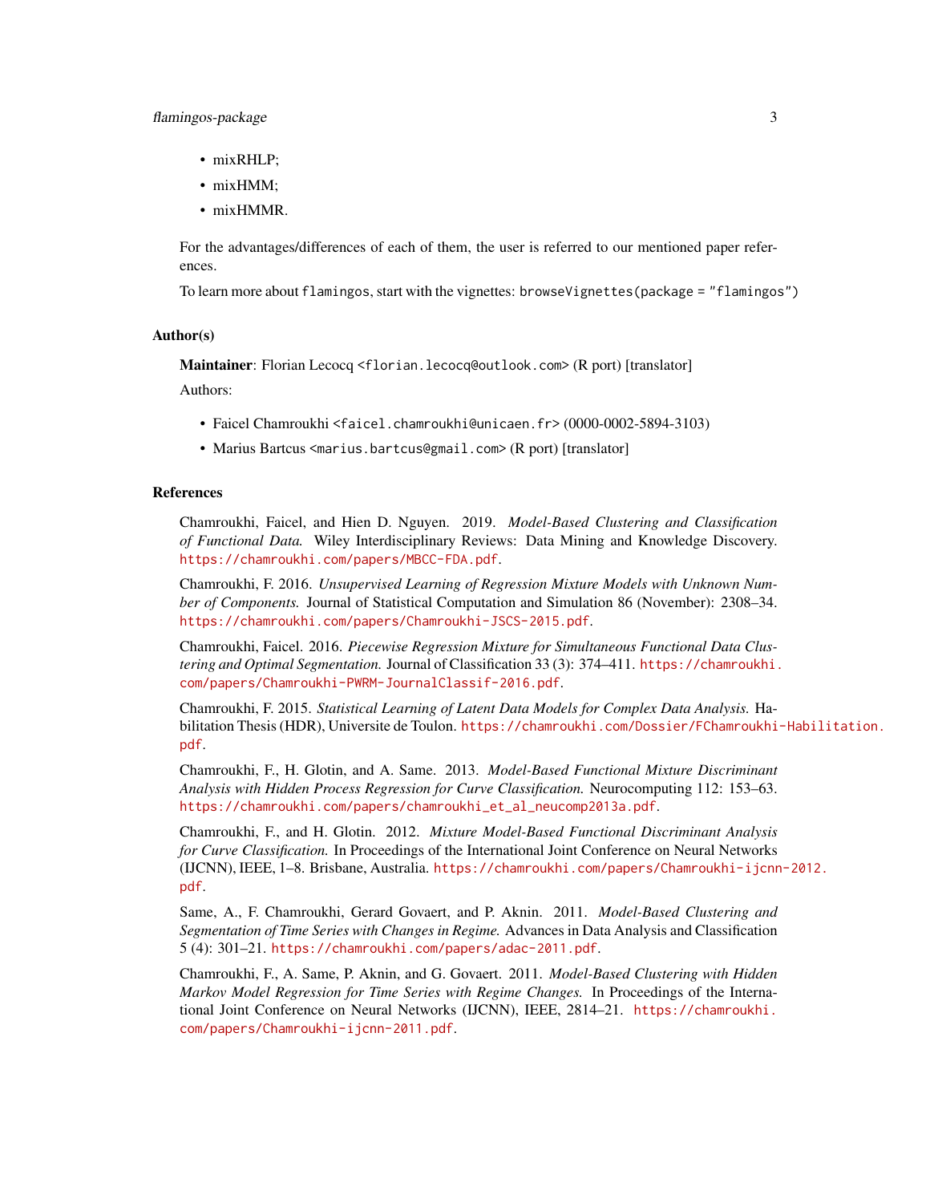- mixRHLP;
- mixHMM;
- mixHMMR.

For the advantages/differences of each of them, the user is referred to our mentioned paper references.

To learn more about `flamingos`, start with the vignettes: `browseVignettes(package = "flamingos")`

### Author(s)

**Maintainer**: Florian Lecocq <florian.lecocq@outlook.com> (R port) [translator]

Authors:

- Faicel Chamroukhi <faicel.chamroukhi@unicaen.fr> (0000-0002-5894-3103)
- Marius Bartcus <marius.bartcus@gmail.com> (R port) [translator]

### References

Chamroukhi, Faicel, and Hien D. Nguyen. 2019. *Model-Based Clustering and Classification of Functional Data.* Wiley Interdisciplinary Reviews: Data Mining and Knowledge Discovery. https://chamroukhi.com/papers/MBCC-FDA.pdf.

Chamroukhi, F. 2016. *Unsupervised Learning of Regression Mixture Models with Unknown Number of Components.* Journal of Statistical Computation and Simulation 86 (November): 2308–34. https://chamroukhi.com/papers/Chamroukhi-JSCS-2015.pdf.

Chamroukhi, Faicel. 2016. *Piecewise Regression Mixture for Simultaneous Functional Data Clustering and Optimal Segmentation.* Journal of Classification 33 (3): 374–411. https://chamroukhi.com/papers/Chamroukhi-PWRM-JournalClassif-2016.pdf.

Chamroukhi, F. 2015. *Statistical Learning of Latent Data Models for Complex Data Analysis.* Habilitation Thesis (HDR), Universite de Toulon. https://chamroukhi.com/Dossier/FChamroukhi-Habilitation.pdf.

Chamroukhi, F., H. Glotin, and A. Same. 2013. *Model-Based Functional Mixture Discriminant Analysis with Hidden Process Regression for Curve Classification.* Neurocomputing 112: 153–63. https://chamroukhi.com/papers/chamroukhi_et_al_neucomp2013a.pdf.

Chamroukhi, F., and H. Glotin. 2012. *Mixture Model-Based Functional Discriminant Analysis for Curve Classification.* In Proceedings of the International Joint Conference on Neural Networks (IJCNN), IEEE, 1–8. Brisbane, Australia. https://chamroukhi.com/papers/Chamroukhi-ijcnn-2012.pdf.

Same, A., F. Chamroukhi, Gerard Govaert, and P. Aknin. 2011. *Model-Based Clustering and Segmentation of Time Series with Changes in Regime.* Advances in Data Analysis and Classification 5 (4): 301–21. https://chamroukhi.com/papers/adac-2011.pdf.

Chamroukhi, F., A. Same, P. Aknin, and G. Govaert. 2011. *Model-Based Clustering with Hidden Markov Model Regression for Time Series with Regime Changes.* In Proceedings of the International Joint Conference on Neural Networks (IJCNN), IEEE, 2814–21. https://chamroukhi.com/papers/Chamroukhi-ijcnn-2011.pdf.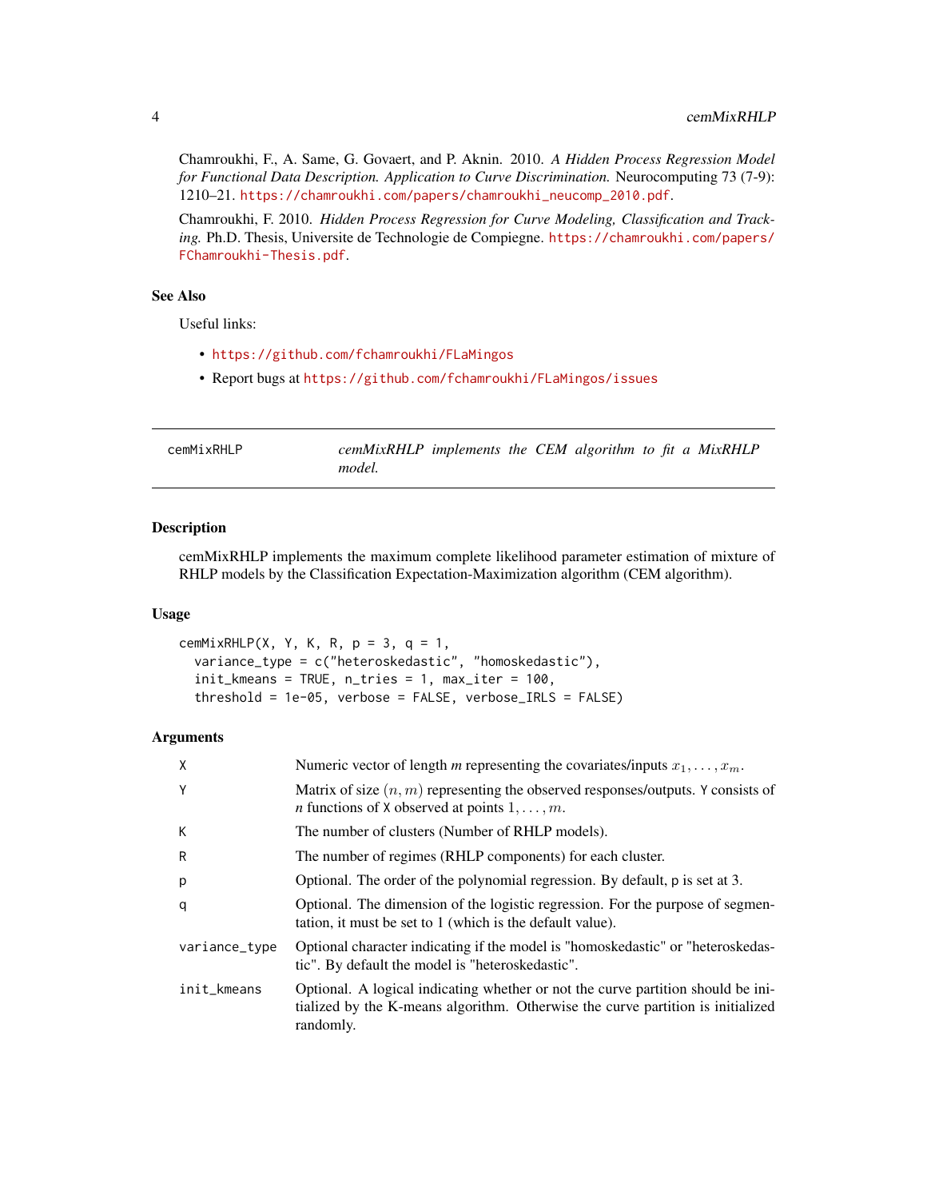Chamroukhi, F., A. Same, G. Govaert, and P. Aknin. 2010. *A Hidden Process Regression Model for Functional Data Description. Application to Curve Discrimination.* Neurocomputing 73 (7-9): 1210–21. https://chamroukhi.com/papers/chamroukhi_neucomp_2010.pdf.

Chamroukhi, F. 2010. *Hidden Process Regression for Curve Modeling, Classification and Tracking.* Ph.D. Thesis, Universite de Technologie de Compiegne. https://chamroukhi.com/papers/FChamroukhi-Thesis.pdf.

### See Also

Useful links:

- https://github.com/fchamroukhi/FLaMingos
- Report bugs at https://github.com/fchamroukhi/FLaMingos/issues

---

## cemMixRHLP — *cemMixRHLP implements the CEM algorithm to fit a MixRHLP model.*

---

### Description

cemMixRHLP implements the maximum complete likelihood parameter estimation of mixture of RHLP models by the Classification Expectation-Maximization algorithm (CEM algorithm).

### Usage

```
cemMixRHLP(X, Y, K, R, p = 3, q = 1,
  variance_type = c("heteroskedastic", "homoskedastic"),
  init_kmeans = TRUE, n_tries = 1, max_iter = 100,
  threshold = 1e-05, verbose = FALSE, verbose_IRLS = FALSE)
```

### Arguments

| | |
|---|---|
| `X` | Numeric vector of length *m* representing the covariates/inputs $x_1, \ldots, x_m$. |
| `Y` | Matrix of size $(n, m)$ representing the observed responses/outputs. `Y` consists of *n* functions of `X` observed at points $1, \ldots, m$. |
| `K` | The number of clusters (Number of RHLP models). |
| `R` | The number of regimes (RHLP components) for each cluster. |
| `p` | Optional. The order of the polynomial regression. By default, `p` is set at 3. |
| `q` | Optional. The dimension of the logistic regression. For the purpose of segmentation, it must be set to 1 (which is the default value). |
| `variance_type` | Optional character indicating if the model is "homoskedastic" or "heteroskedastic". By default the model is "heteroskedastic". |
| `init_kmeans` | Optional. A logical indicating whether or not the curve partition should be initialized by the K-means algorithm. Otherwise the curve partition is initialized randomly. |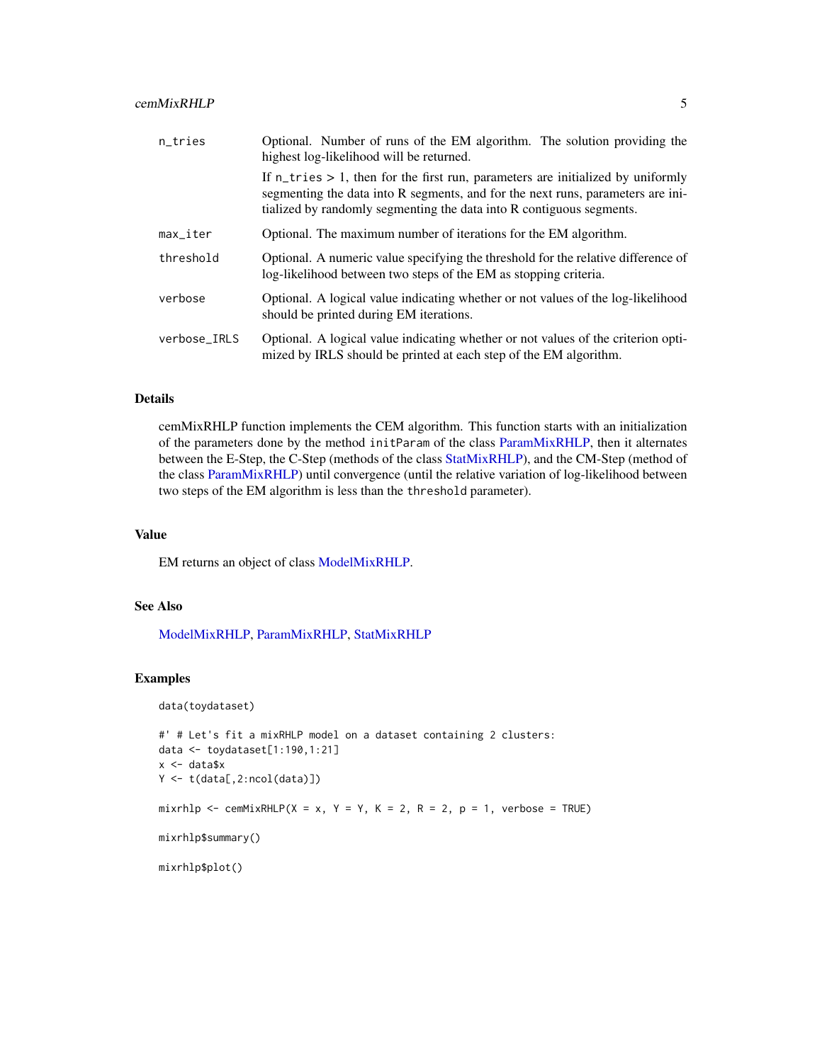| | |
|---|---|
| n_tries | Optional. Number of runs of the EM algorithm. The solution providing the highest log-likelihood will be returned.<br><br>If n_tries > 1, then for the first run, parameters are initialized by uniformly segmenting the data into R segments, and for the next runs, parameters are initialized by randomly segmenting the data into R contiguous segments. |
| max_iter | Optional. The maximum number of iterations for the EM algorithm. |
| threshold | Optional. A numeric value specifying the threshold for the relative difference of log-likelihood between two steps of the EM as stopping criteria. |
| verbose | Optional. A logical value indicating whether or not values of the log-likelihood should be printed during EM iterations. |
| verbose_IRLS | Optional. A logical value indicating whether or not values of the criterion optimized by IRLS should be printed at each step of the EM algorithm. |

### Details

cemMixRHLP function implements the CEM algorithm. This function starts with an initialization of the parameters done by the method `initParam` of the class ParamMixRHLP, then it alternates between the E-Step, the C-Step (methods of the class StatMixRHLP), and the CM-Step (method of the class ParamMixRHLP) until convergence (until the relative variation of log-likelihood between two steps of the EM algorithm is less than the `threshold` parameter).

### Value

EM returns an object of class ModelMixRHLP.

### See Also

ModelMixRHLP, ParamMixRHLP, StatMixRHLP

### Examples

```
data(toydataset)

#' # Let's fit a mixRHLP model on a dataset containing 2 clusters:
data <- toydataset[1:190,1:21]
x <- data$x
Y <- t(data[,2:ncol(data)])

mixrhlp <- cemMixRHLP(X = x, Y = Y, K = 2, R = 2, p = 1, verbose = TRUE)

mixrhlp$summary()

mixrhlp$plot()
```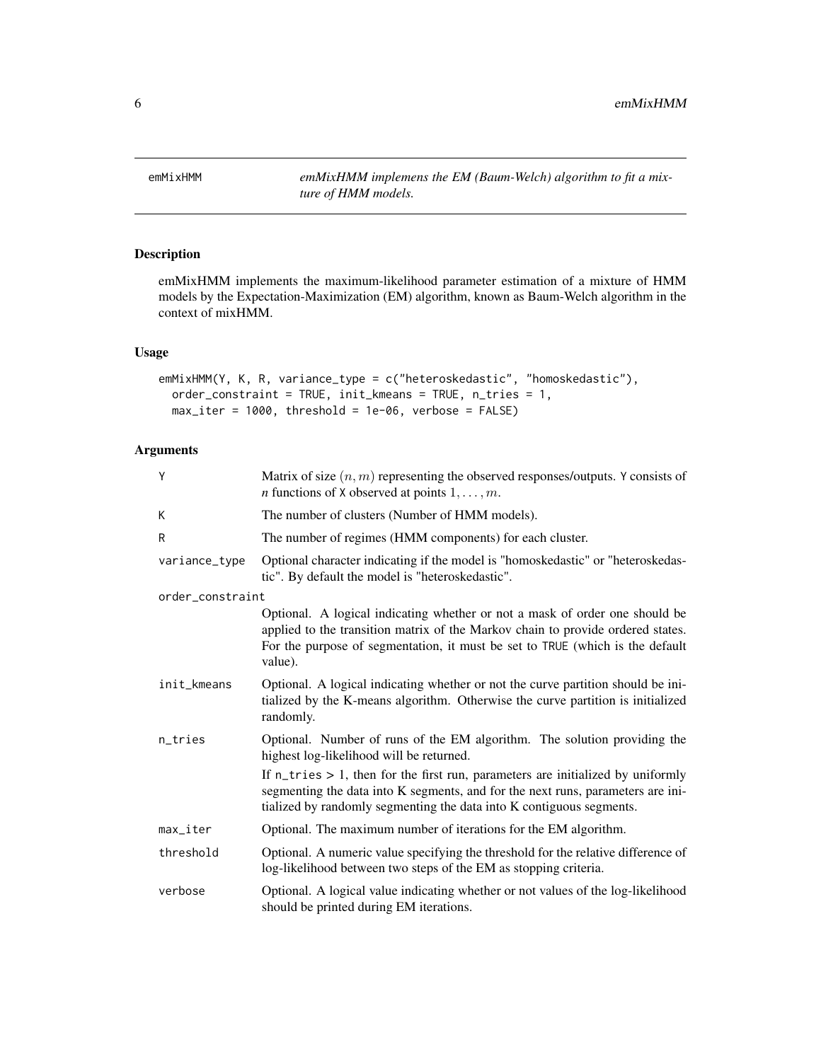# emMixHMM

*emMixHMM implemens the EM (Baum-Welch) algorithm to fit a mixture of HMM models.*

## Description

emMixHMM implements the maximum-likelihood parameter estimation of a mixture of HMM models by the Expectation-Maximization (EM) algorithm, known as Baum-Welch algorithm in the context of mixHMM.

## Usage

```
emMixHMM(Y, K, R, variance_type = c("heteroskedastic", "homoskedastic"),
  order_constraint = TRUE, init_kmeans = TRUE, n_tries = 1,
  max_iter = 1000, threshold = 1e-06, verbose = FALSE)
```

## Arguments

| | |
|---|---|
| Y | Matrix of size $(n, m)$ representing the observed responses/outputs. Y consists of *n* functions of X observed at points $1, \ldots, m$. |
| K | The number of clusters (Number of HMM models). |
| R | The number of regimes (HMM components) for each cluster. |
| variance_type | Optional character indicating if the model is "homoskedastic" or "heteroskedastic". By default the model is "heteroskedastic". |
| order_constraint | Optional. A logical indicating whether or not a mask of order one should be applied to the transition matrix of the Markov chain to provide ordered states. For the purpose of segmentation, it must be set to TRUE (which is the default value). |
| init_kmeans | Optional. A logical indicating whether or not the curve partition should be initialized by the K-means algorithm. Otherwise the curve partition is initialized randomly. |
| n_tries | Optional. Number of runs of the EM algorithm. The solution providing the highest log-likelihood will be returned.<br>If n_tries > 1, then for the first run, parameters are initialized by uniformly segmenting the data into K segments, and for the next runs, parameters are initialized by randomly segmenting the data into K contiguous segments. |
| max_iter | Optional. The maximum number of iterations for the EM algorithm. |
| threshold | Optional. A numeric value specifying the threshold for the relative difference of log-likelihood between two steps of the EM as stopping criteria. |
| verbose | Optional. A logical value indicating whether or not values of the log-likelihood should be printed during EM iterations. |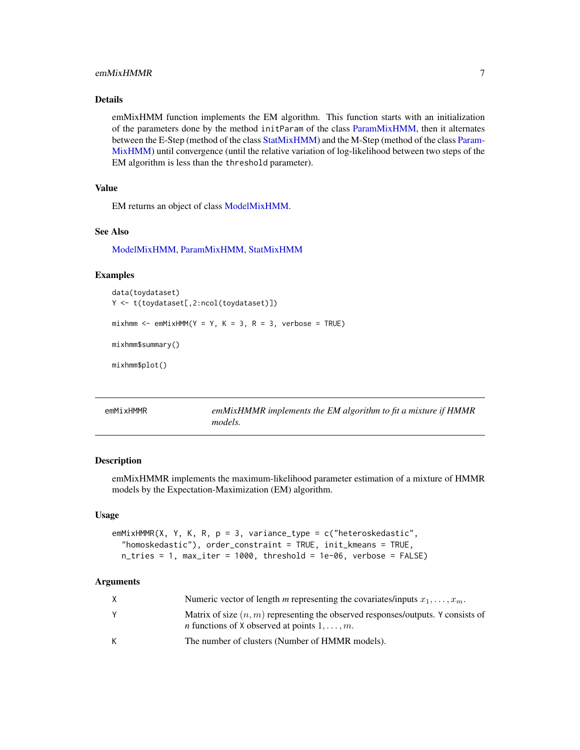### Details

emMixHMM function implements the EM algorithm. This function starts with an initialization of the parameters done by the method `initParam` of the class ParamMixHMM, then it alternates between the E-Step (method of the class StatMixHMM) and the M-Step (method of the class ParamMixHMM) until convergence (until the relative variation of log-likelihood between two steps of the EM algorithm is less than the `threshold` parameter).

### Value

EM returns an object of class ModelMixHMM.

### See Also

ModelMixHMM, ParamMixHMM, StatMixHMM

### Examples

```
data(toydataset)
Y <- t(toydataset[,2:ncol(toydataset)])

mixhmm <- emMixHMM(Y = Y, K = 3, R = 3, verbose = TRUE)

mixhmm$summary()

mixhmm$plot()
```

---

## emMixHMMR — *emMixHMMR implements the EM algorithm to fit a mixture if HMMR models.*

---

### Description

emMixHMMR implements the maximum-likelihood parameter estimation of a mixture of HMMR models by the Expectation-Maximization (EM) algorithm.

### Usage

```
emMixHMMR(X, Y, K, R, p = 3, variance_type = c("heteroskedastic",
  "homoskedastic"), order_constraint = TRUE, init_kmeans = TRUE,
  n_tries = 1, max_iter = 1000, threshold = 1e-06, verbose = FALSE)
```

### Arguments

| | |
|---|---|
| X | Numeric vector of length *m* representing the covariates/inputs $x_1, \ldots, x_m$. |
| Y | Matrix of size $(n, m)$ representing the observed responses/outputs. Y consists of *n* functions of X observed at points $1, \ldots, m$. |
| K | The number of clusters (Number of HMMR models). |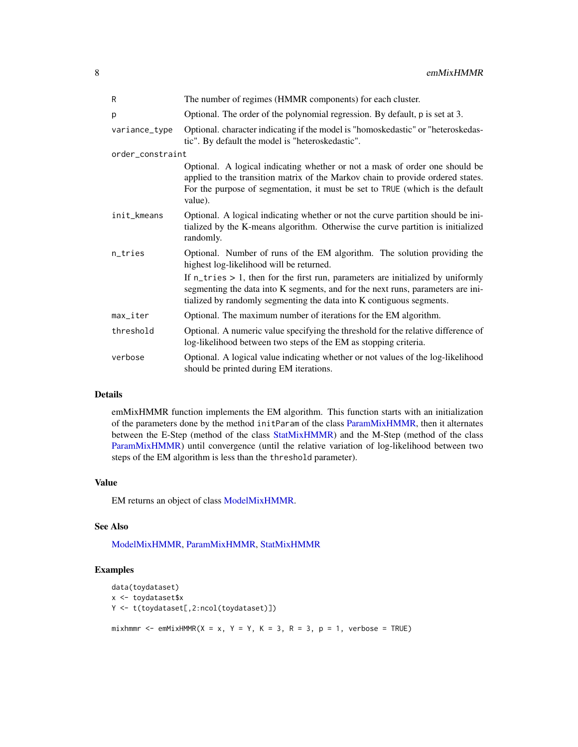| | |
|---|---|
| R | The number of regimes (HMMR components) for each cluster. |
| p | Optional. The order of the polynomial regression. By default, p is set at 3. |
| variance_type | Optional. character indicating if the model is "homoskedastic" or "heteroskedastic". By default the model is "heteroskedastic". |
| order_constraint | Optional. A logical indicating whether or not a mask of order one should be applied to the transition matrix of the Markov chain to provide ordered states. For the purpose of segmentation, it must be set to TRUE (which is the default value). |
| init_kmeans | Optional. A logical indicating whether or not the curve partition should be initialized by the K-means algorithm. Otherwise the curve partition is initialized randomly. |
| n_tries | Optional. Number of runs of the EM algorithm. The solution providing the highest log-likelihood will be returned. If n_tries > 1, then for the first run, parameters are initialized by uniformly segmenting the data into K segments, and for the next runs, parameters are initialized by randomly segmenting the data into K contiguous segments. |
| max_iter | Optional. The maximum number of iterations for the EM algorithm. |
| threshold | Optional. A numeric value specifying the threshold for the relative difference of log-likelihood between two steps of the EM as stopping criteria. |
| verbose | Optional. A logical value indicating whether or not values of the log-likelihood should be printed during EM iterations. |

### Details

emMixHMMR function implements the EM algorithm. This function starts with an initialization of the parameters done by the method initParam of the class ParamMixHMMR, then it alternates between the E-Step (method of the class StatMixHMMR) and the M-Step (method of the class ParamMixHMMR) until convergence (until the relative variation of log-likelihood between two steps of the EM algorithm is less than the threshold parameter).

### Value

EM returns an object of class ModelMixHMMR.

### See Also

ModelMixHMMR, ParamMixHMMR, StatMixHMMR

### Examples

```
data(toydataset)
x <- toydataset$x
Y <- t(toydataset[,2:ncol(toydataset)])

mixhmmr <- emMixHMMR(X = x, Y = Y, K = 3, R = 3, p = 1, verbose = TRUE)
```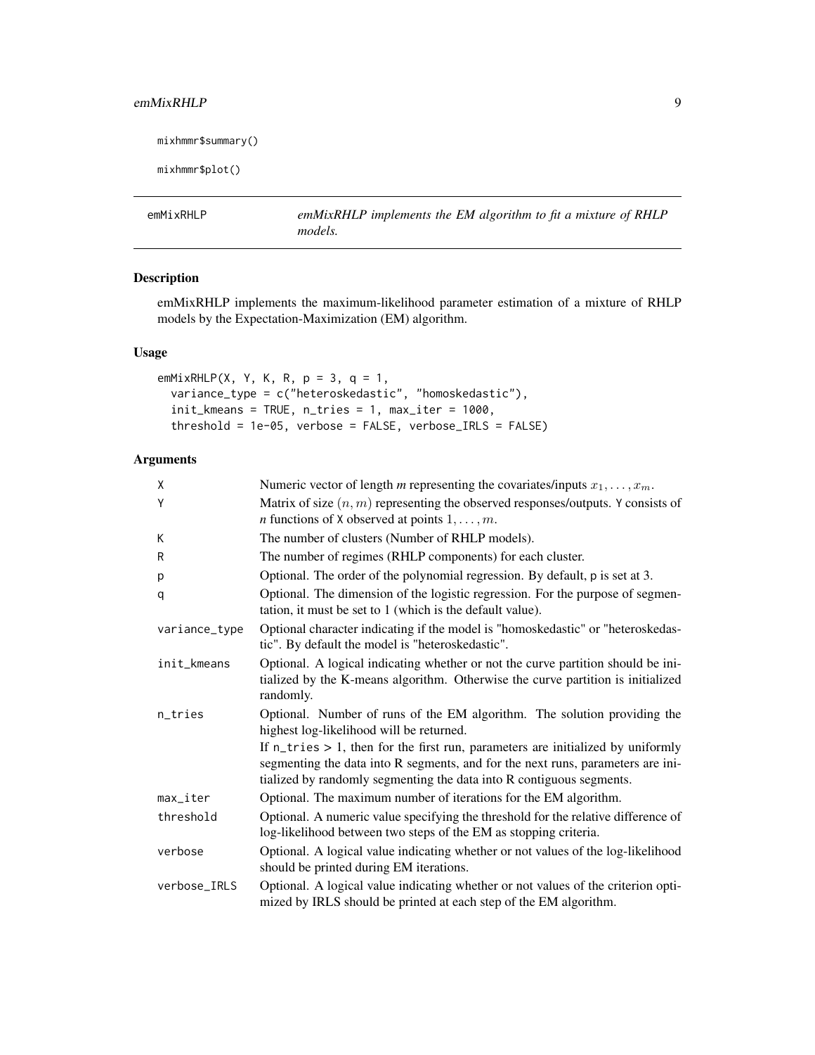```
mixhmmr$summary()

mixhmmr$plot()
```

## emMixRHLP — *emMixRHLP implements the EM algorithm to fit a mixture of RHLP models.*

### Description

emMixRHLP implements the maximum-likelihood parameter estimation of a mixture of RHLP models by the Expectation-Maximization (EM) algorithm.

### Usage

```
emMixRHLP(X, Y, K, R, p = 3, q = 1,
  variance_type = c("heteroskedastic", "homoskedastic"),
  init_kmeans = TRUE, n_tries = 1, max_iter = 1000,
  threshold = 1e-05, verbose = FALSE, verbose_IRLS = FALSE)
```

### Arguments

| | |
|---|---|
| X | Numeric vector of length *m* representing the covariates/inputs $x_1, \ldots, x_m$. |
| Y | Matrix of size $(n, m)$ representing the observed responses/outputs. Y consists of *n* functions of X observed at points $1, \ldots, m$. |
| K | The number of clusters (Number of RHLP models). |
| R | The number of regimes (RHLP components) for each cluster. |
| p | Optional. The order of the polynomial regression. By default, p is set at 3. |
| q | Optional. The dimension of the logistic regression. For the purpose of segmentation, it must be set to 1 (which is the default value). |
| variance_type | Optional character indicating if the model is "homoskedastic" or "heteroskedastic". By default the model is "heteroskedastic". |
| init_kmeans | Optional. A logical indicating whether or not the curve partition should be initialized by the K-means algorithm. Otherwise the curve partition is initialized randomly. |
| n_tries | Optional. Number of runs of the EM algorithm. The solution providing the highest log-likelihood will be returned. If n_tries > 1, then for the first run, parameters are initialized by uniformly segmenting the data into R segments, and for the next runs, parameters are initialized by randomly segmenting the data into R contiguous segments. |
| max_iter | Optional. The maximum number of iterations for the EM algorithm. |
| threshold | Optional. A numeric value specifying the threshold for the relative difference of log-likelihood between two steps of the EM as stopping criteria. |
| verbose | Optional. A logical value indicating whether or not values of the log-likelihood should be printed during EM iterations. |
| verbose_IRLS | Optional. A logical value indicating whether or not values of the criterion optimized by IRLS should be printed at each step of the EM algorithm. |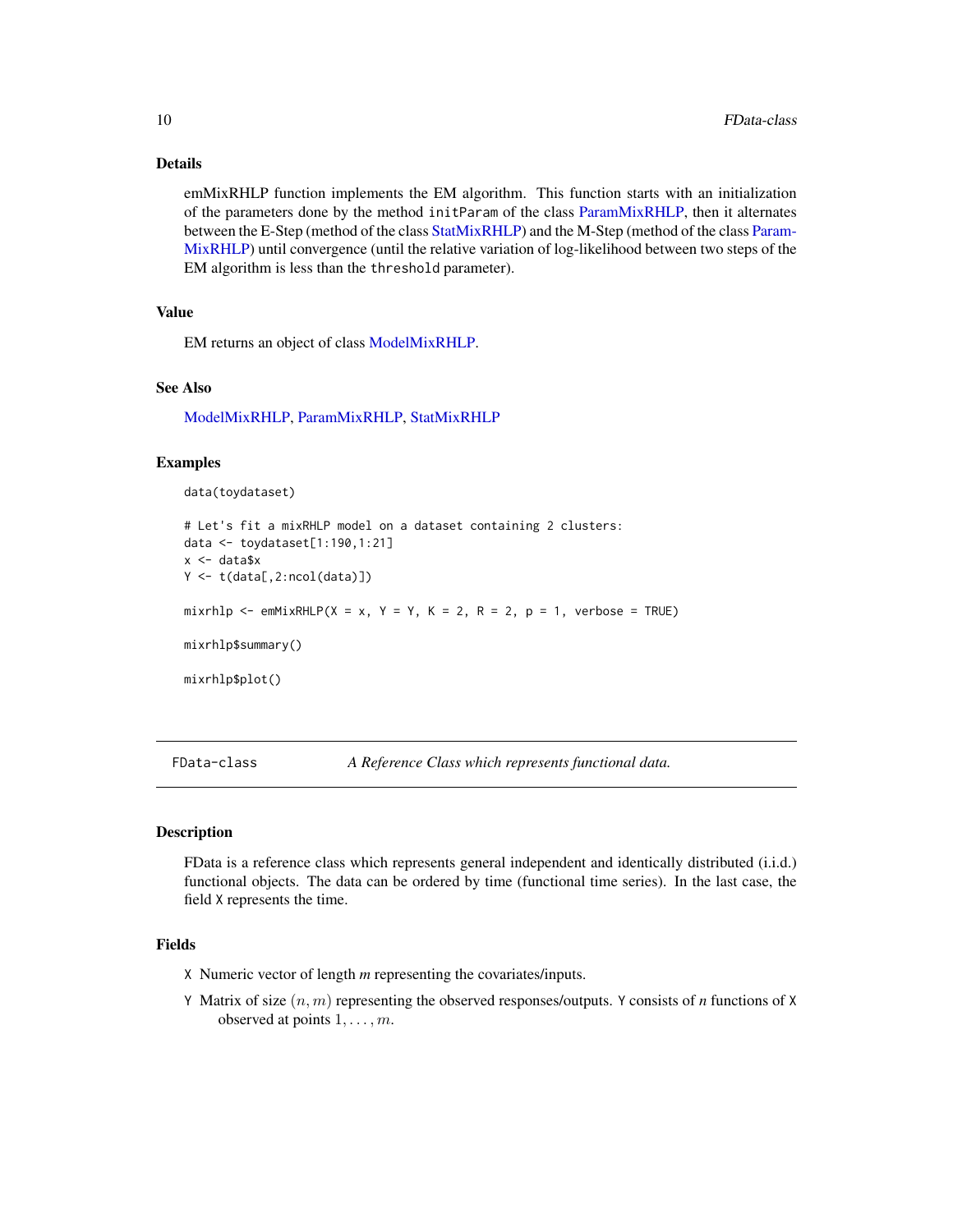### Details

emMixRHLP function implements the EM algorithm. This function starts with an initialization of the parameters done by the method `initParam` of the class ParamMixRHLP, then it alternates between the E-Step (method of the class StatMixRHLP) and the M-Step (method of the class ParamMixRHLP) until convergence (until the relative variation of log-likelihood between two steps of the EM algorithm is less than the `threshold` parameter).

### Value

EM returns an object of class ModelMixRHLP.

### See Also

ModelMixRHLP, ParamMixRHLP, StatMixRHLP

### Examples

```
data(toydataset)

# Let's fit a mixRHLP model on a dataset containing 2 clusters:
data <- toydataset[1:190,1:21]
x <- data$x
Y <- t(data[,2:ncol(data)])

mixrhlp <- emMixRHLP(X = x, Y = Y, K = 2, R = 2, p = 1, verbose = TRUE)

mixrhlp$summary()

mixrhlp$plot()
```

---

## FData-class — *A Reference Class which represents functional data.*

### Description

FData is a reference class which represents general independent and identically distributed (i.i.d.) functional objects. The data can be ordered by time (functional time series). In the last case, the field `X` represents the time.

### Fields

- `X` Numeric vector of length *m* representing the covariates/inputs.
- `Y` Matrix of size $(n, m)$ representing the observed responses/outputs. `Y` consists of *n* functions of `X` observed at points $1, \ldots, m$.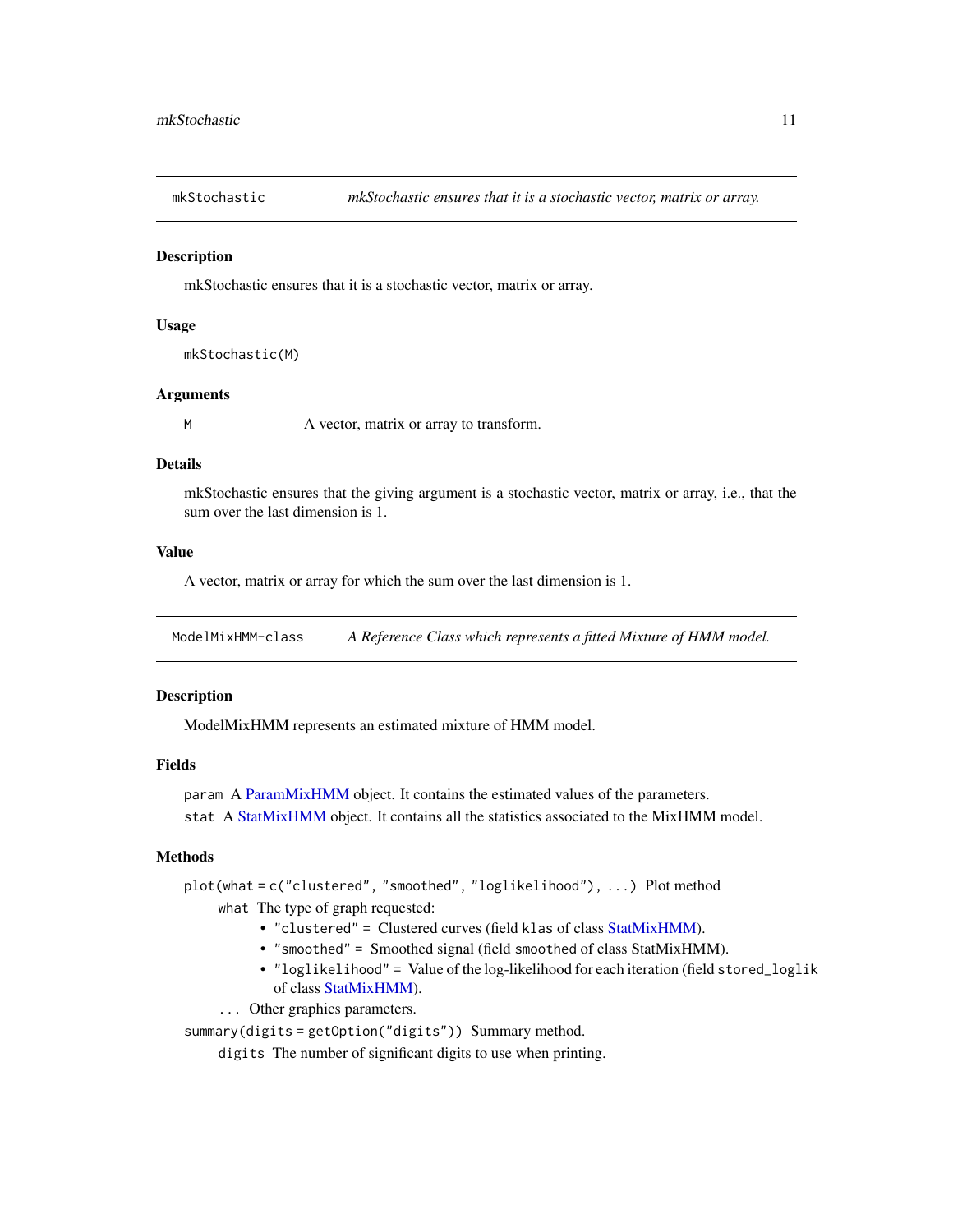## mkStochastic — *mkStochastic ensures that it is a stochastic vector, matrix or array.*

### Description

mkStochastic ensures that it is a stochastic vector, matrix or array.

### Usage

```
mkStochastic(M)
```

### Arguments

`M` A vector, matrix or array to transform.

### Details

mkStochastic ensures that the giving argument is a stochastic vector, matrix or array, i.e., that the sum over the last dimension is 1.

### Value

A vector, matrix or array for which the sum over the last dimension is 1.

## ModelMixHMM-class — *A Reference Class which represents a fitted Mixture of HMM model.*

### Description

ModelMixHMM represents an estimated mixture of HMM model.

### Fields

`param` A ParamMixHMM object. It contains the estimated values of the parameters.

`stat` A StatMixHMM object. It contains all the statistics associated to the MixHMM model.

### Methods

`plot(what = c("clustered", "smoothed", "loglikelihood"), ...)` Plot method

`what` The type of graph requested:

- `"clustered" =` Clustered curves (field `klas` of class StatMixHMM).
- `"smoothed" =` Smoothed signal (field `smoothed` of class StatMixHMM).
- `"loglikelihood" =` Value of the log-likelihood for each iteration (field `stored_loglik` of class StatMixHMM).

`...` Other graphics parameters.

`summary(digits = getOption("digits"))` Summary method.

`digits` The number of significant digits to use when printing.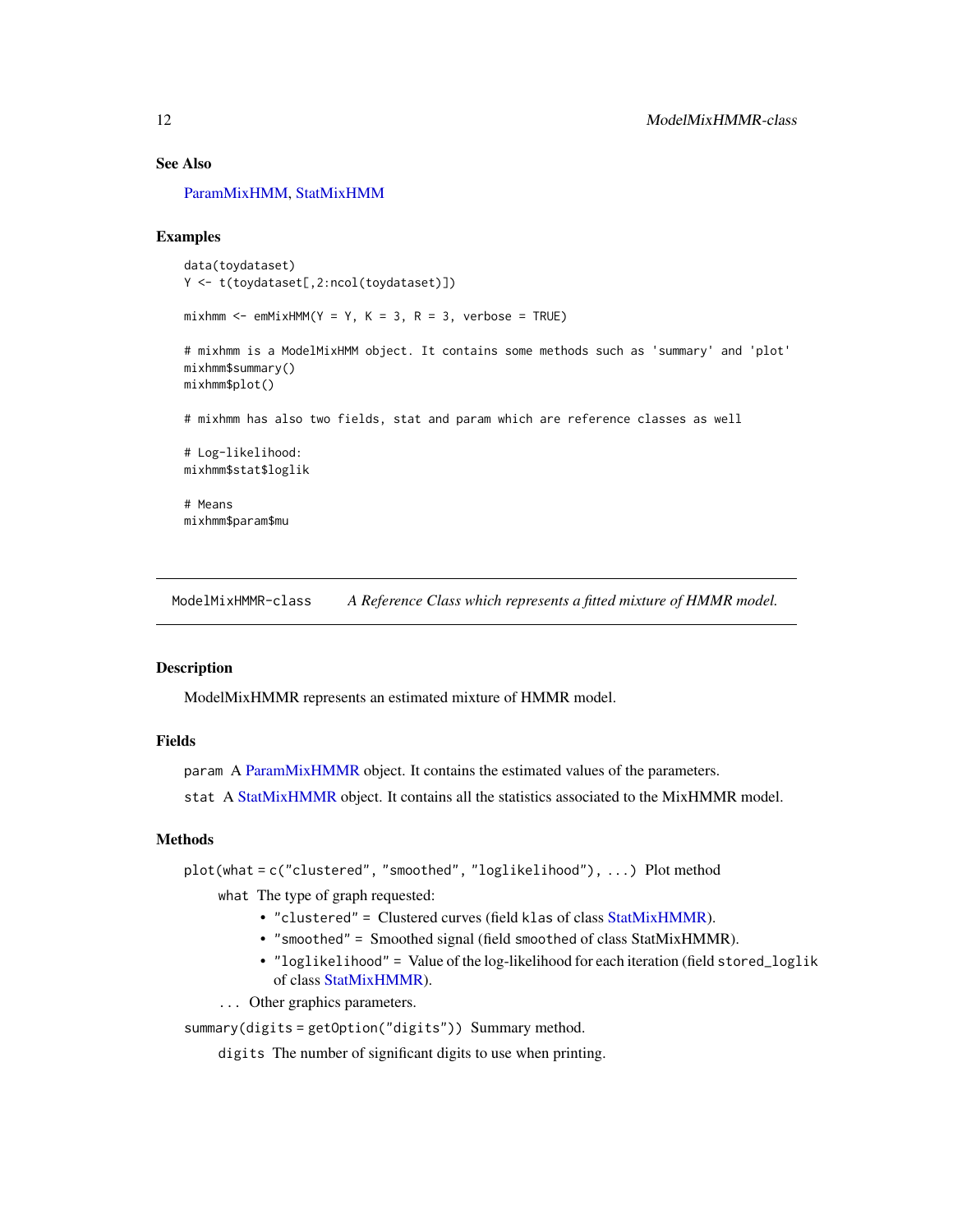### See Also

ParamMixHMM, StatMixHMM

### Examples

```
data(toydataset)
Y <- t(toydataset[,2:ncol(toydataset)])

mixhmm <- emMixHMM(Y = Y, K = 3, R = 3, verbose = TRUE)

# mixhmm is a ModelMixHMM object. It contains some methods such as 'summary' and 'plot'
mixhmm$summary()
mixhmm$plot()

# mixhmm has also two fields, stat and param which are reference classes as well

# Log-likelihood:
mixhmm$stat$loglik

# Means
mixhmm$param$mu
```

---

## ModelMixHMMR-class — *A Reference Class which represents a fitted mixture of HMMR model.*

---

### Description

ModelMixHMMR represents an estimated mixture of HMMR model.

### Fields

`param` A ParamMixHMMR object. It contains the estimated values of the parameters.

`stat` A StatMixHMMR object. It contains all the statistics associated to the MixHMMR model.

### Methods

`plot(what = c("clustered", "smoothed", "loglikelihood"), ...)` Plot method

- `what` The type of graph requested:
  - `"clustered"` = Clustered curves (field `klas` of class StatMixHMMR).
  - `"smoothed"` = Smoothed signal (field `smoothed` of class StatMixHMMR).
  - `"loglikelihood"` = Value of the log-likelihood for each iteration (field `stored_loglik` of class StatMixHMMR).
- `...` Other graphics parameters.

`summary(digits = getOption("digits"))` Summary method.

- `digits` The number of significant digits to use when printing.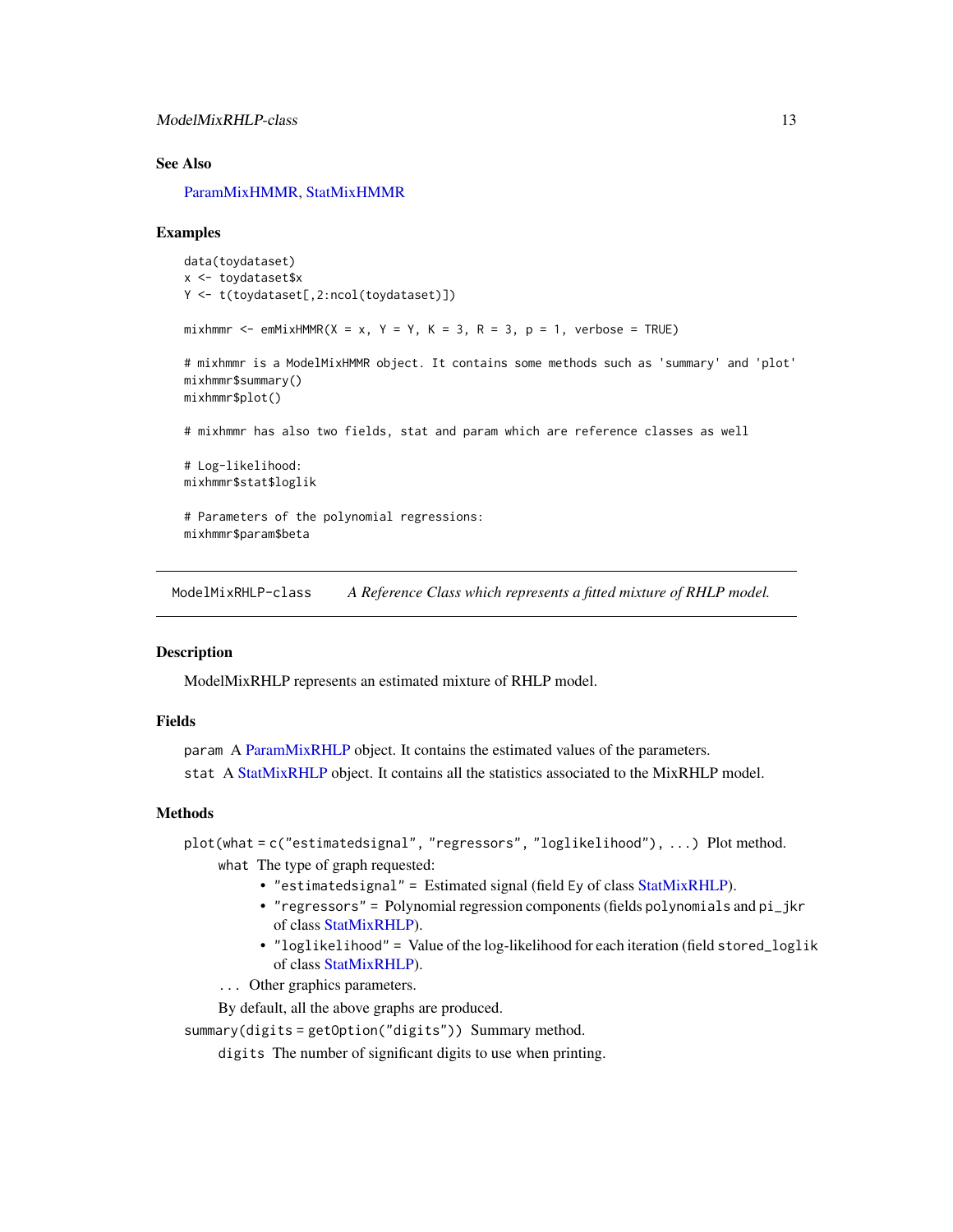## See Also

ParamMixHMMR, StatMixHMMR

## Examples

```
data(toydataset)
x <- toydataset$x
Y <- t(toydataset[,2:ncol(toydataset)])

mixhmmr <- emMixHMMR(X = x, Y = Y, K = 3, R = 3, p = 1, verbose = TRUE)

# mixhmmr is a ModelMixHMMR object. It contains some methods such as 'summary' and 'plot'
mixhmmr$summary()
mixhmmr$plot()

# mixhmmr has also two fields, stat and param which are reference classes as well

# Log-likelihood:
mixhmmr$stat$loglik

# Parameters of the polynomial regressions:
mixhmmr$param$beta
```

---

# ModelMixRHLP-class    *A Reference Class which represents a fitted mixture of RHLP model.*

## Description

ModelMixRHLP represents an estimated mixture of RHLP model.

## Fields

`param` A ParamMixRHLP object. It contains the estimated values of the parameters.

`stat` A StatMixRHLP object. It contains all the statistics associated to the MixRHLP model.

## Methods

`plot(what = c("estimatedsignal", "regressors", "loglikelihood"), ...)` Plot method.

- `what` The type of graph requested:
  - `"estimatedsignal" =` Estimated signal (field `Ey` of class StatMixRHLP).
  - `"regressors" =` Polynomial regression components (fields `polynomials` and `pi_jkr` of class StatMixRHLP).
  - `"loglikelihood" =` Value of the log-likelihood for each iteration (field `stored_loglik` of class StatMixRHLP).
- `...` Other graphics parameters.

  By default, all the above graphs are produced.

`summary(digits = getOption("digits"))` Summary method.

- `digits` The number of significant digits to use when printing.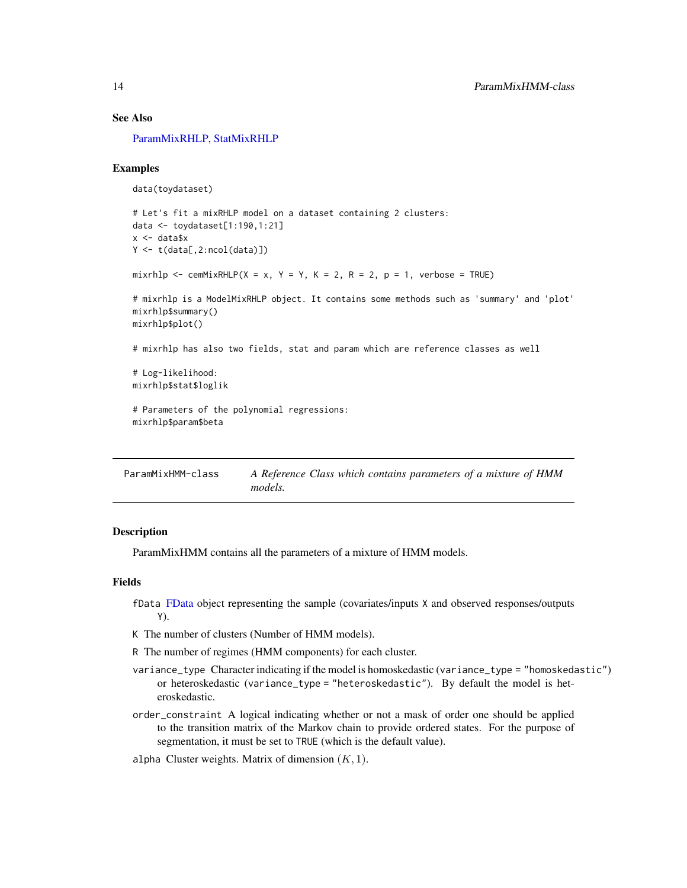## See Also

ParamMixRHLP, StatMixRHLP

## Examples

```
data(toydataset)

# Let's fit a mixRHLP model on a dataset containing 2 clusters:
data <- toydataset[1:190,1:21]
x <- data$x
Y <- t(data[,2:ncol(data)])

mixrhlp <- cemMixRHLP(X = x, Y = Y, K = 2, R = 2, p = 1, verbose = TRUE)

# mixrhlp is a ModelMixRHLP object. It contains some methods such as 'summary' and 'plot'
mixrhlp$summary()
mixrhlp$plot()

# mixrhlp has also two fields, stat and param which are reference classes as well

# Log-likelihood:
mixrhlp$stat$loglik

# Parameters of the polynomial regressions:
mixrhlp$param$beta
```

---

# ParamMixHMM-class — *A Reference Class which contains parameters of a mixture of HMM models.*

## Description

ParamMixHMM contains all the parameters of a mixture of HMM models.

## Fields

- `fData` FData object representing the sample (covariates/inputs `X` and observed responses/outputs `Y`).
- `K` The number of clusters (Number of HMM models).
- `R` The number of regimes (HMM components) for each cluster.
- `variance_type` Character indicating if the model is homoskedastic (`variance_type = "homoskedastic"`) or heteroskedastic (`variance_type = "heteroskedastic"`). By default the model is heteroskedastic.
- `order_constraint` A logical indicating whether or not a mask of order one should be applied to the transition matrix of the Markov chain to provide ordered states. For the purpose of segmentation, it must be set to `TRUE` (which is the default value).
- `alpha` Cluster weights. Matrix of dimension $(K, 1)$.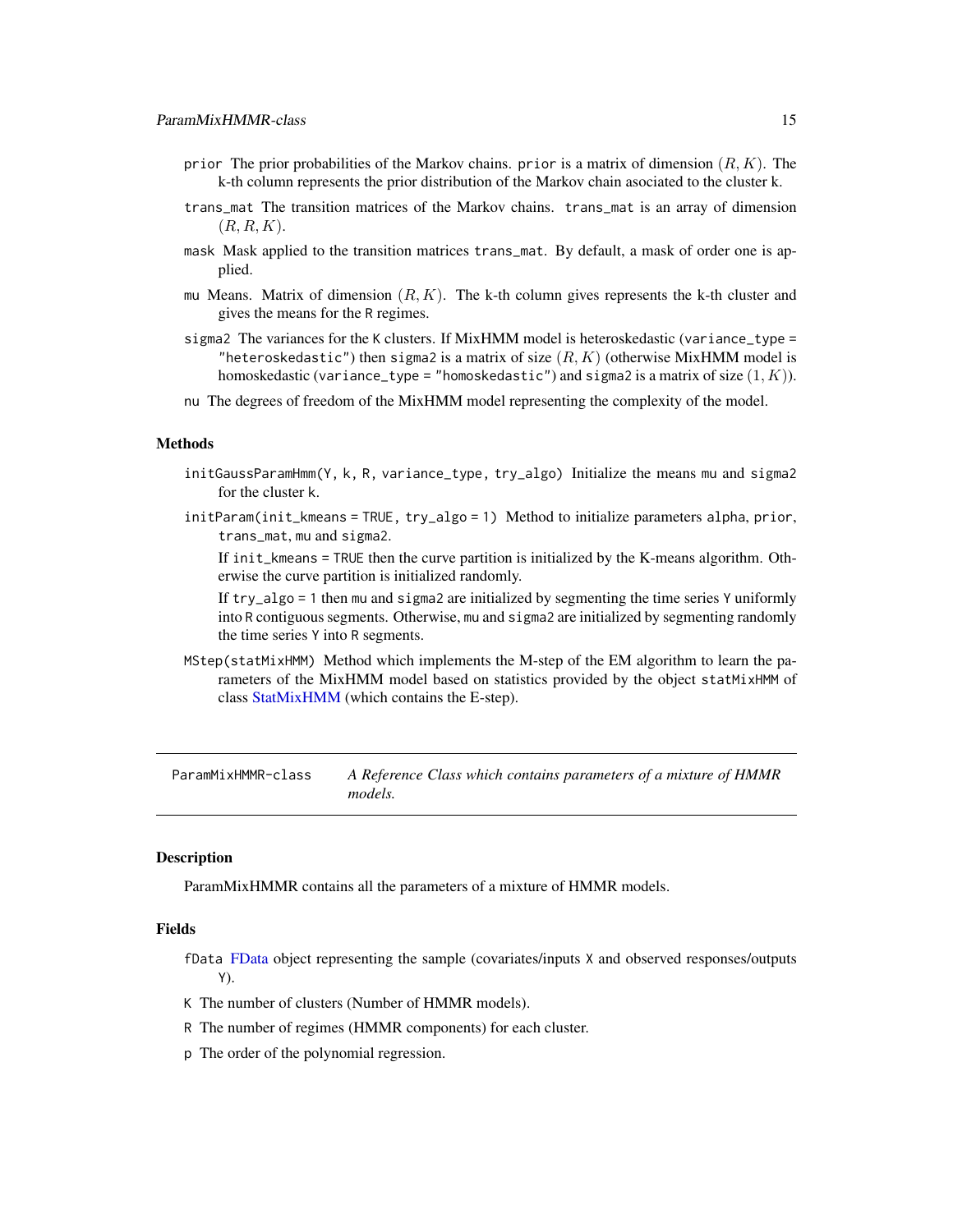- `prior` The prior probabilities of the Markov chains. `prior` is a matrix of dimension $(R, K)$. The k-th column represents the prior distribution of the Markov chain asociated to the cluster k.
- `trans_mat` The transition matrices of the Markov chains. `trans_mat` is an array of dimension $(R, R, K)$.
- `mask` Mask applied to the transition matrices `trans_mat`. By default, a mask of order one is applied.
- `mu` Means. Matrix of dimension $(R, K)$. The k-th column gives represents the k-th cluster and gives the means for the `R` regimes.
- `sigma2` The variances for the `K` clusters. If MixHMM model is heteroskedastic (`variance_type = "heteroskedastic"`) then `sigma2` is a matrix of size $(R, K)$ (otherwise MixHMM model is homoskedastic (`variance_type = "homoskedastic"`) and `sigma2` is a matrix of size $(1, K)$).
- `nu` The degrees of freedom of the MixHMM model representing the complexity of the model.

## Methods

- `initGaussParamHmm(Y, k, R, variance_type, try_algo)` Initialize the means `mu` and `sigma2` for the cluster `k`.
- `initParam(init_kmeans = TRUE, try_algo = 1)` Method to initialize parameters `alpha`, `prior`, `trans_mat`, `mu` and `sigma2`.

  If `init_kmeans = TRUE` then the curve partition is initialized by the K-means algorithm. Otherwise the curve partition is initialized randomly.

  If `try_algo = 1` then `mu` and `sigma2` are initialized by segmenting the time series `Y` uniformly into `R` contiguous segments. Otherwise, `mu` and `sigma2` are initialized by segmenting randomly the time series `Y` into `R` segments.
- `MStep(statMixHMM)` Method which implements the M-step of the EM algorithm to learn the parameters of the MixHMM model based on statistics provided by the object `statMixHMM` of class StatMixHMM (which contains the E-step).

---

## ParamMixHMMR-class — *A Reference Class which contains parameters of a mixture of HMMR models.*

---

### Description

ParamMixHMMR contains all the parameters of a mixture of HMMR models.

### Fields

- `fData` FData object representing the sample (covariates/inputs `X` and observed responses/outputs `Y`).
- `K` The number of clusters (Number of HMMR models).
- `R` The number of regimes (HMMR components) for each cluster.
- `p` The order of the polynomial regression.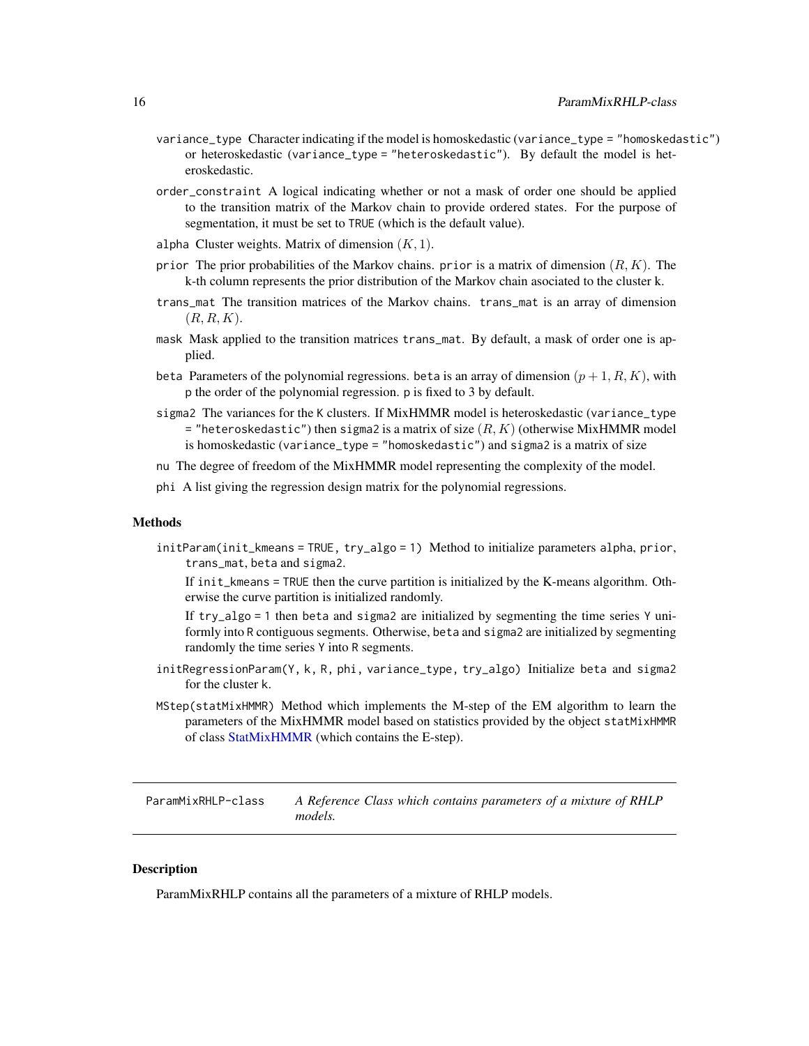`variance_type` Character indicating if the model is homoskedastic (`variance_type = "homoskedastic"`) or heteroskedastic (`variance_type = "heteroskedastic"`). By default the model is heteroskedastic.

`order_constraint` A logical indicating whether or not a mask of order one should be applied to the transition matrix of the Markov chain to provide ordered states. For the purpose of segmentation, it must be set to `TRUE` (which is the default value).

`alpha` Cluster weights. Matrix of dimension $(K, 1)$.

`prior` The prior probabilities of the Markov chains. `prior` is a matrix of dimension $(R, K)$. The k-th column represents the prior distribution of the Markov chain asociated to the cluster k.

`trans_mat` The transition matrices of the Markov chains. `trans_mat` is an array of dimension $(R, R, K)$.

`mask` Mask applied to the transition matrices `trans_mat`. By default, a mask of order one is applied.

`beta` Parameters of the polynomial regressions. `beta` is an array of dimension $(p + 1, R, K)$, with `p` the order of the polynomial regression. `p` is fixed to 3 by default.

`sigma2` The variances for the `K` clusters. If MixHMMR model is heteroskedastic (`variance_type = "heteroskedastic"`) then `sigma2` is a matrix of size $(R, K)$ (otherwise MixHMMR model is homoskedastic (`variance_type = "homoskedastic"`) and `sigma2` is a matrix of size

`nu` The degree of freedom of the MixHMMR model representing the complexity of the model.

`phi` A list giving the regression design matrix for the polynomial regressions.

### Methods

`initParam(init_kmeans = TRUE, try_algo = 1)` Method to initialize parameters `alpha`, `prior`, `trans_mat`, `beta` and `sigma2`.

If `init_kmeans = TRUE` then the curve partition is initialized by the K-means algorithm. Otherwise the curve partition is initialized randomly.

If `try_algo = 1` then `beta` and `sigma2` are initialized by segmenting the time series `Y` uniformly into `R` contiguous segments. Otherwise, `beta` and `sigma2` are initialized by segmenting randomly the time series `Y` into `R` segments.

`initRegressionParam(Y, k, R, phi, variance_type, try_algo)` Initialize `beta` and `sigma2` for the cluster `k`.

`MStep(statMixHMMR)` Method which implements the M-step of the EM algorithm to learn the parameters of the MixHMMR model based on statistics provided by the object `statMixHMMR` of class StatMixHMMR (which contains the E-step).

---

`ParamMixRHLP-class` *A Reference Class which contains parameters of a mixture of RHLP models.*

---

### Description

ParamMixRHLP contains all the parameters of a mixture of RHLP models.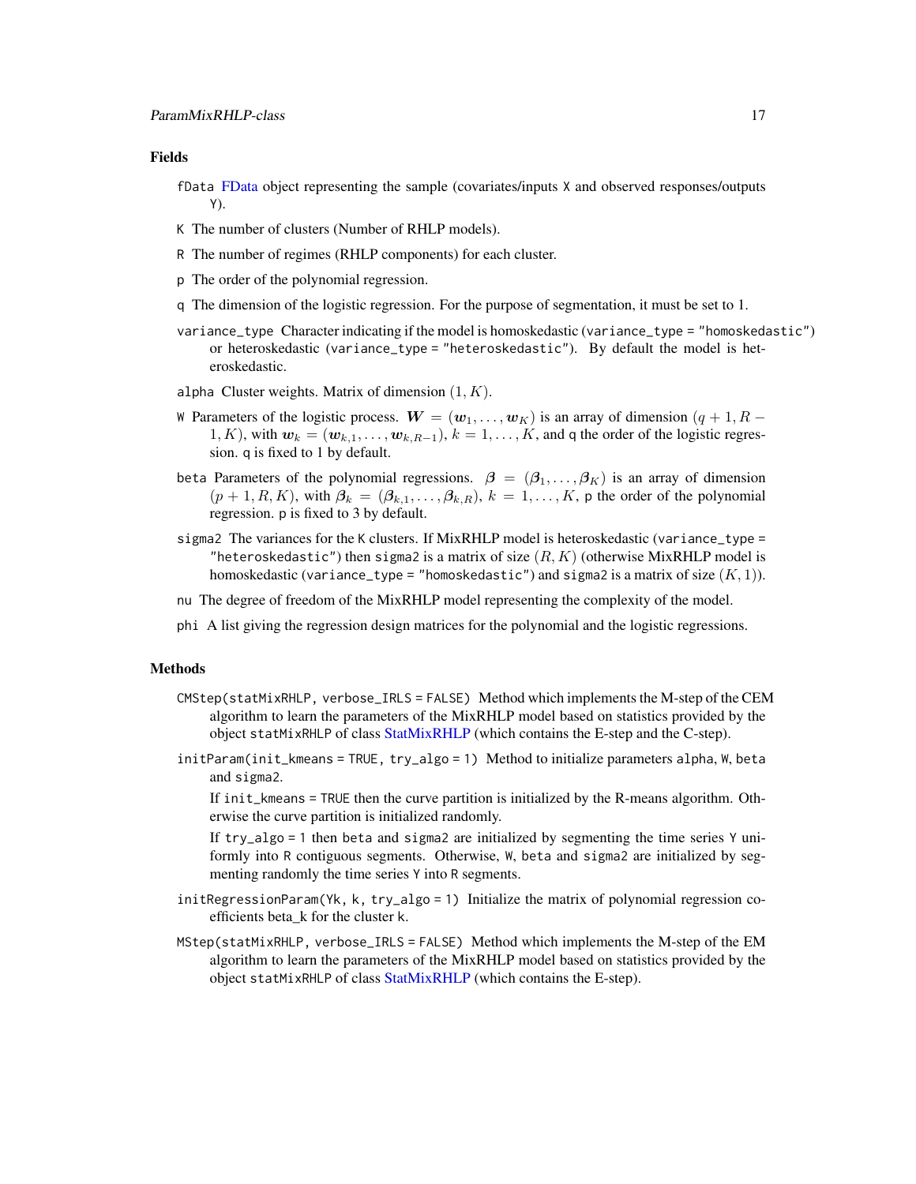### Fields

`fData` FData object representing the sample (covariates/inputs `X` and observed responses/outputs `Y`).

`K` The number of clusters (Number of RHLP models).

`R` The number of regimes (RHLP components) for each cluster.

`p` The order of the polynomial regression.

`q` The dimension of the logistic regression. For the purpose of segmentation, it must be set to 1.

`variance_type` Character indicating if the model is homoskedastic (`variance_type = "homoskedastic"`) or heteroskedastic (`variance_type = "heteroskedastic"`). By default the model is heteroskedastic.

`alpha` Cluster weights. Matrix of dimension $(1, K)$.

`W` Parameters of the logistic process. $\boldsymbol{W} = (\boldsymbol{w}_1, \ldots, \boldsymbol{w}_K)$ is an array of dimension $(q+1, R-1, K)$, with $\boldsymbol{w}_k = (\boldsymbol{w}_{k,1}, \ldots, \boldsymbol{w}_{k,R-1})$, $k = 1, \ldots, K$, and `q` the order of the logistic regression. `q` is fixed to 1 by default.

`beta` Parameters of the polynomial regressions. $\boldsymbol{\beta} = (\boldsymbol{\beta}_1, \ldots, \boldsymbol{\beta}_K)$ is an array of dimension $(p+1, R, K)$, with $\boldsymbol{\beta}_k = (\boldsymbol{\beta}_{k,1}, \ldots, \boldsymbol{\beta}_{k,R})$, $k = 1, \ldots, K$, `p` the order of the polynomial regression. `p` is fixed to 3 by default.

`sigma2` The variances for the `K` clusters. If MixRHLP model is heteroskedastic (`variance_type = "heteroskedastic"`) then `sigma2` is a matrix of size $(R, K)$ (otherwise MixRHLP model is homoskedastic (`variance_type = "homoskedastic"`) and `sigma2` is a matrix of size $(K, 1)$).

`nu` The degree of freedom of the MixRHLP model representing the complexity of the model.

`phi` A list giving the regression design matrices for the polynomial and the logistic regressions.

### Methods

`CMStep(statMixRHLP, verbose_IRLS = FALSE)` Method which implements the M-step of the CEM algorithm to learn the parameters of the MixRHLP model based on statistics provided by the object `statMixRHLP` of class StatMixRHLP (which contains the E-step and the C-step).

`initParam(init_kmeans = TRUE, try_algo = 1)` Method to initialize parameters `alpha`, `W`, `beta` and `sigma2`.

If `init_kmeans = TRUE` then the curve partition is initialized by the R-means algorithm. Otherwise the curve partition is initialized randomly.

If `try_algo = 1` then `beta` and `sigma2` are initialized by segmenting the time series `Y` uniformly into `R` contiguous segments. Otherwise, `W`, `beta` and `sigma2` are initialized by segmenting randomly the time series `Y` into `R` segments.

`initRegressionParam(Yk, k, try_algo = 1)` Initialize the matrix of polynomial regression coefficients beta_k for the cluster `k`.

`MStep(statMixRHLP, verbose_IRLS = FALSE)` Method which implements the M-step of the EM algorithm to learn the parameters of the MixRHLP model based on statistics provided by the object `statMixRHLP` of class StatMixRHLP (which contains the E-step).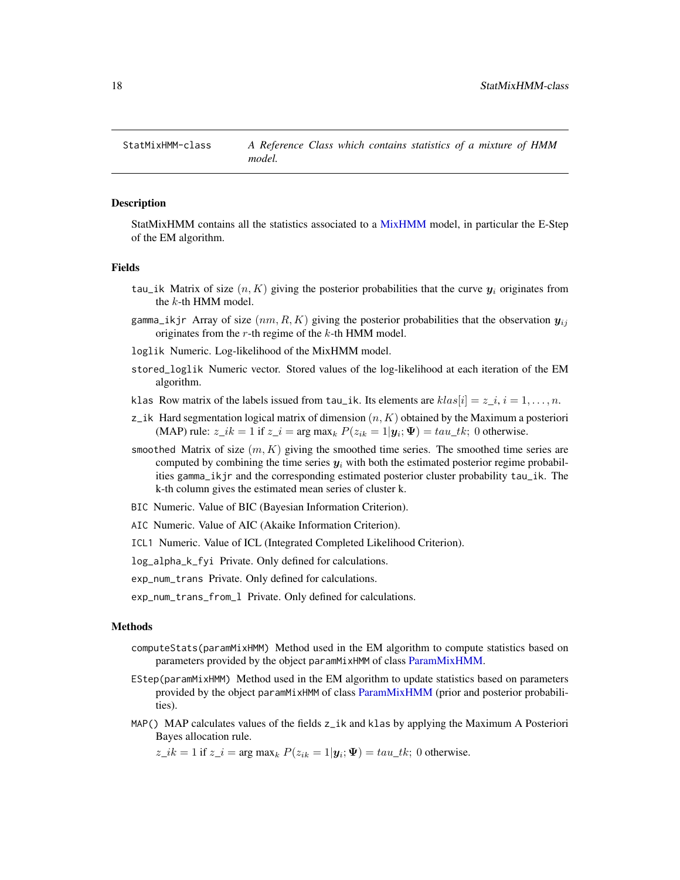StatMixHMM-class *A Reference Class which contains statistics of a mixture of HMM model.*

## Description

StatMixHMM contains all the statistics associated to a MixHMM model, in particular the E-Step of the EM algorithm.

## Fields

- `tau_ik` Matrix of size $(n, K)$ giving the posterior probabilities that the curve $\boldsymbol{y}_i$ originates from the $k$-th HMM model.
- `gamma_ikjr` Array of size $(nm, R, K)$ giving the posterior probabilities that the observation $\boldsymbol{y}_{ij}$ originates from the $r$-th regime of the $k$-th HMM model.
- `loglik` Numeric. Log-likelihood of the MixHMM model.
- `stored_loglik` Numeric vector. Stored values of the log-likelihood at each iteration of the EM algorithm.
- `klas` Row matrix of the labels issued from `tau_ik`. Its elements are $klas[i] = z\_i$, $i = 1, \dots, n$.
- `z_ik` Hard segmentation logical matrix of dimension $(n, K)$ obtained by the Maximum a posteriori (MAP) rule: $z\_ik = 1 \text{ if } z\_i = \arg\max_k P(z_{ik} = 1|\boldsymbol{y}_i; \boldsymbol{\Psi}) = tau\_tk;\ 0$ otherwise.
- `smoothed` Matrix of size $(m, K)$ giving the smoothed time series. The smoothed time series are computed by combining the time series $\boldsymbol{y}_i$ with both the estimated posterior regime probabilities `gamma_ikjr` and the corresponding estimated posterior cluster probability `tau_ik`. The k-th column gives the estimated mean series of cluster k.
- `BIC` Numeric. Value of BIC (Bayesian Information Criterion).
- `AIC` Numeric. Value of AIC (Akaike Information Criterion).
- `ICL1` Numeric. Value of ICL (Integrated Completed Likelihood Criterion).
- `log_alpha_k_fyi` Private. Only defined for calculations.
- `exp_num_trans` Private. Only defined for calculations.
- `exp_num_trans_from_l` Private. Only defined for calculations.

## Methods

- `computeStats(paramMixHMM)` Method used in the EM algorithm to compute statistics based on parameters provided by the object `paramMixHMM` of class ParamMixHMM.
- `EStep(paramMixHMM)` Method used in the EM algorithm to update statistics based on parameters provided by the object `paramMixHMM` of class ParamMixHMM (prior and posterior probabilities).
- `MAP()` MAP calculates values of the fields `z_ik` and `klas` by applying the Maximum A Posteriori Bayes allocation rule.

  $z\_ik = 1 \text{ if } z\_i = \arg\max_k P(z_{ik} = 1|\boldsymbol{y}_i; \boldsymbol{\Psi}) = tau\_tk;\ 0$ otherwise.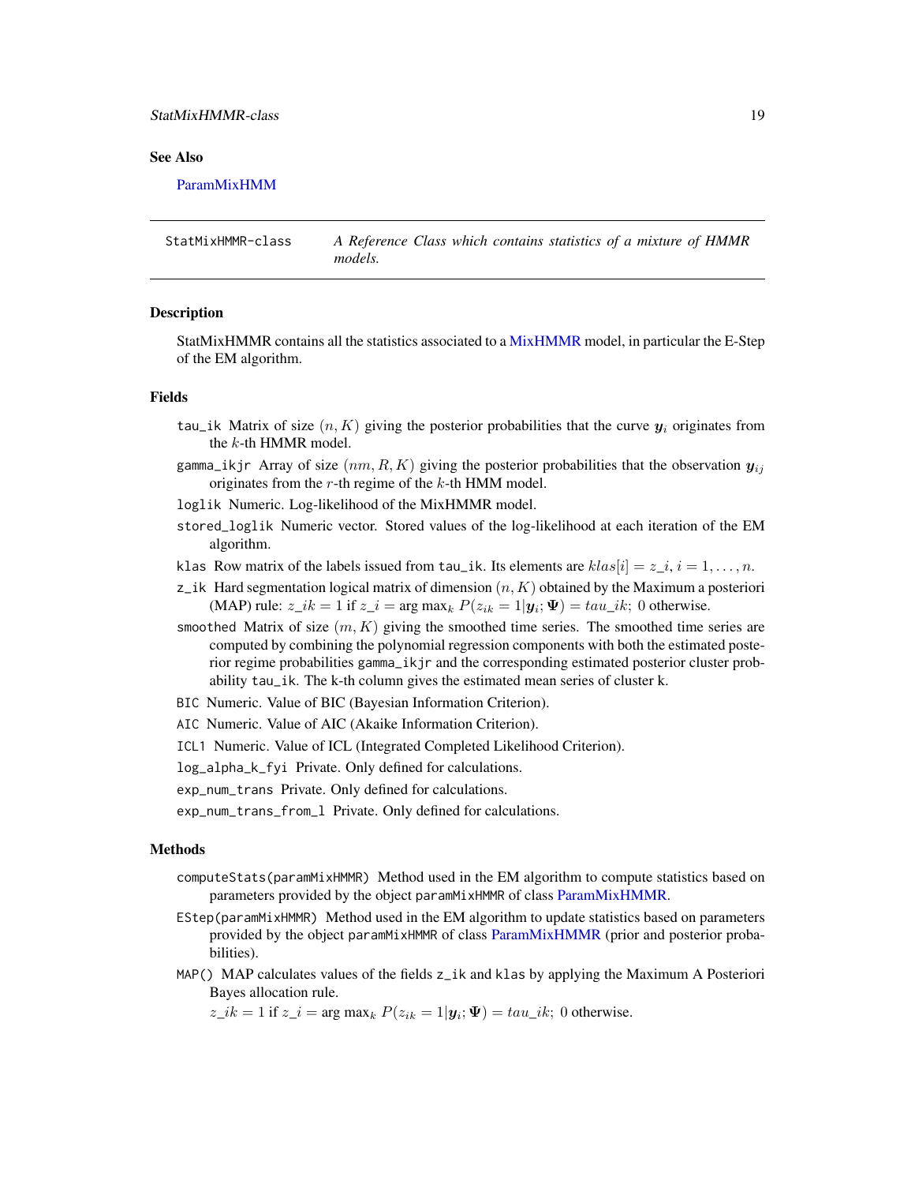## See Also

ParamMixHMM

---

`StatMixHMMR-class` *A Reference Class which contains statistics of a mixture of HMMR models.*

---

### Description

StatMixHMMR contains all the statistics associated to a MixHMMR model, in particular the E-Step of the EM algorithm.

### Fields

`tau_ik` Matrix of size $(n, K)$ giving the posterior probabilities that the curve $\boldsymbol{y}_i$ originates from the $k$-th HMMR model.

`gamma_ikjr` Array of size $(nm, R, K)$ giving the posterior probabilities that the observation $\boldsymbol{y}_{ij}$ originates from the $r$-th regime of the $k$-th HMM model.

`loglik` Numeric. Log-likelihood of the MixHMMR model.

`stored_loglik` Numeric vector. Stored values of the log-likelihood at each iteration of the EM algorithm.

`klas` Row matrix of the labels issued from `tau_ik`. Its elements are $klas[i] = z\_i$, $i = 1, \dots, n$.

`z_ik` Hard segmentation logical matrix of dimension $(n, K)$ obtained by the Maximum a posteriori (MAP) rule: $z\_ik = 1$ if $z\_i = \arg\max_k P(z_{ik} = 1 | \boldsymbol{y}_i; \boldsymbol{\Psi}) = tau\_ik;\ 0$ otherwise.

`smoothed` Matrix of size $(m, K)$ giving the smoothed time series. The smoothed time series are computed by combining the polynomial regression components with both the estimated posterior regime probabilities `gamma_ikjr` and the corresponding estimated posterior cluster probability `tau_ik`. The k-th column gives the estimated mean series of cluster k.

`BIC` Numeric. Value of BIC (Bayesian Information Criterion).

`AIC` Numeric. Value of AIC (Akaike Information Criterion).

`ICL1` Numeric. Value of ICL (Integrated Completed Likelihood Criterion).

`log_alpha_k_fyi` Private. Only defined for calculations.

`exp_num_trans` Private. Only defined for calculations.

`exp_num_trans_from_l` Private. Only defined for calculations.

### Methods

`computeStats(paramMixHMMR)` Method used in the EM algorithm to compute statistics based on parameters provided by the object `paramMixHMMR` of class ParamMixHMMR.

`EStep(paramMixHMMR)` Method used in the EM algorithm to update statistics based on parameters provided by the object `paramMixHMMR` of class ParamMixHMMR (prior and posterior probabilities).

`MAP()` MAP calculates values of the fields `z_ik` and `klas` by applying the Maximum A Posteriori Bayes allocation rule.

$z\_ik = 1$ if $z\_i = \arg\max_k P(z_{ik} = 1 | \boldsymbol{y}_i; \boldsymbol{\Psi}) = tau\_ik;\ 0$ otherwise.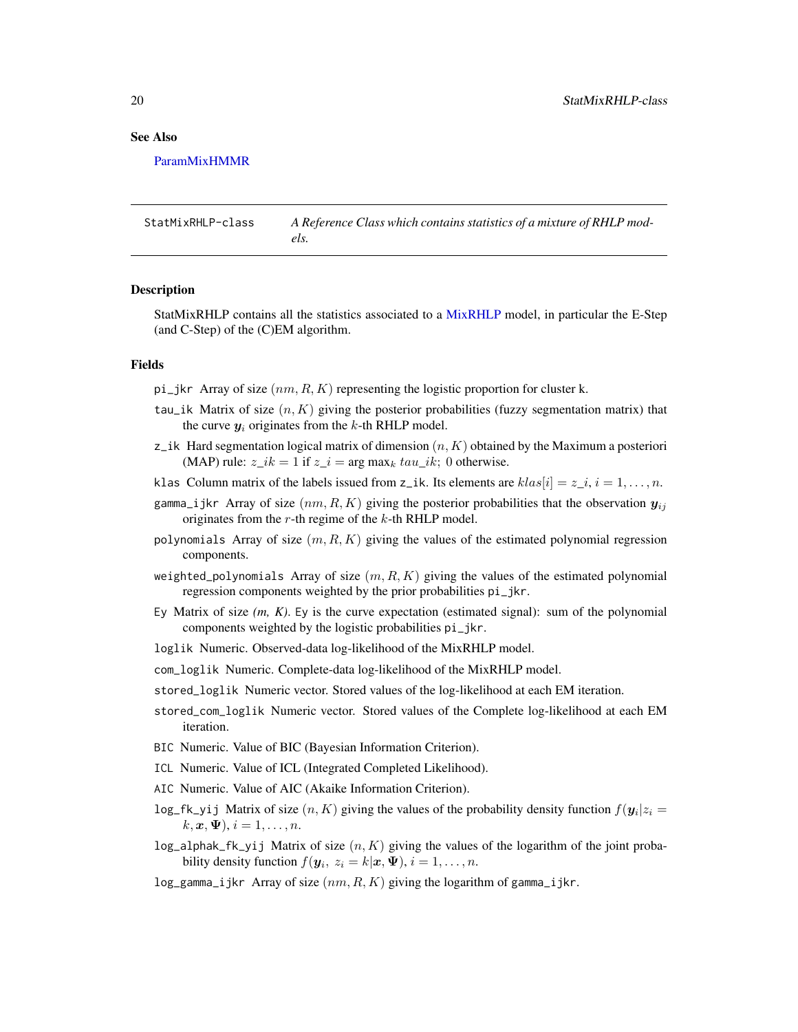## See Also

ParamMixHMMR

---

**StatMixRHLP-class** *A Reference Class which contains statistics of a mixture of RHLP models.*

---

### Description

StatMixRHLP contains all the statistics associated to a MixRHLP model, in particular the E-Step (and C-Step) of the (C)EM algorithm.

### Fields

`pi_jkr` Array of size $(nm, R, K)$ representing the logistic proportion for cluster k.

`tau_ik` Matrix of size $(n, K)$ giving the posterior probabilities (fuzzy segmentation matrix) that the curve $\boldsymbol{y}_i$ originates from the $k$-th RHLP model.

`z_ik` Hard segmentation logical matrix of dimension $(n, K)$ obtained by the Maximum a posteriori (MAP) rule: $z\_ik = 1$ if $z\_i = \arg\max_k tau\_ik$; $0$ otherwise.

`klas` Column matrix of the labels issued from `z_ik`. Its elements are $klas[i] = z\_i$, $i = 1, \ldots, n$.

`gamma_ijkr` Array of size $(nm, R, K)$ giving the posterior probabilities that the observation $\boldsymbol{y}_{ij}$ originates from the $r$-th regime of the $k$-th RHLP model.

`polynomials` Array of size $(m, R, K)$ giving the values of the estimated polynomial regression components.

`weighted_polynomials` Array of size $(m, R, K)$ giving the values of the estimated polynomial regression components weighted by the prior probabilities `pi_jkr`.

`Ey` Matrix of size *(m, K)*. `Ey` is the curve expectation (estimated signal): sum of the polynomial components weighted by the logistic probabilities `pi_jkr`.

`loglik` Numeric. Observed-data log-likelihood of the MixRHLP model.

`com_loglik` Numeric. Complete-data log-likelihood of the MixRHLP model.

`stored_loglik` Numeric vector. Stored values of the log-likelihood at each EM iteration.

`stored_com_loglik` Numeric vector. Stored values of the Complete log-likelihood at each EM iteration.

`BIC` Numeric. Value of BIC (Bayesian Information Criterion).

`ICL` Numeric. Value of ICL (Integrated Completed Likelihood).

`AIC` Numeric. Value of AIC (Akaike Information Criterion).

`log_fk_yij` Matrix of size $(n, K)$ giving the values of the probability density function $f(\boldsymbol{y}_i | z_i = k, \boldsymbol{x}, \boldsymbol{\Psi})$, $i = 1, \ldots, n$.

`log_alphak_fk_yij` Matrix of size $(n, K)$ giving the values of the logarithm of the joint probability density function $f(\boldsymbol{y}_i, \; z_i = k | \boldsymbol{x}, \boldsymbol{\Psi})$, $i = 1, \ldots, n$.

`log_gamma_ijkr` Array of size $(nm, R, K)$ giving the logarithm of `gamma_ijkr`.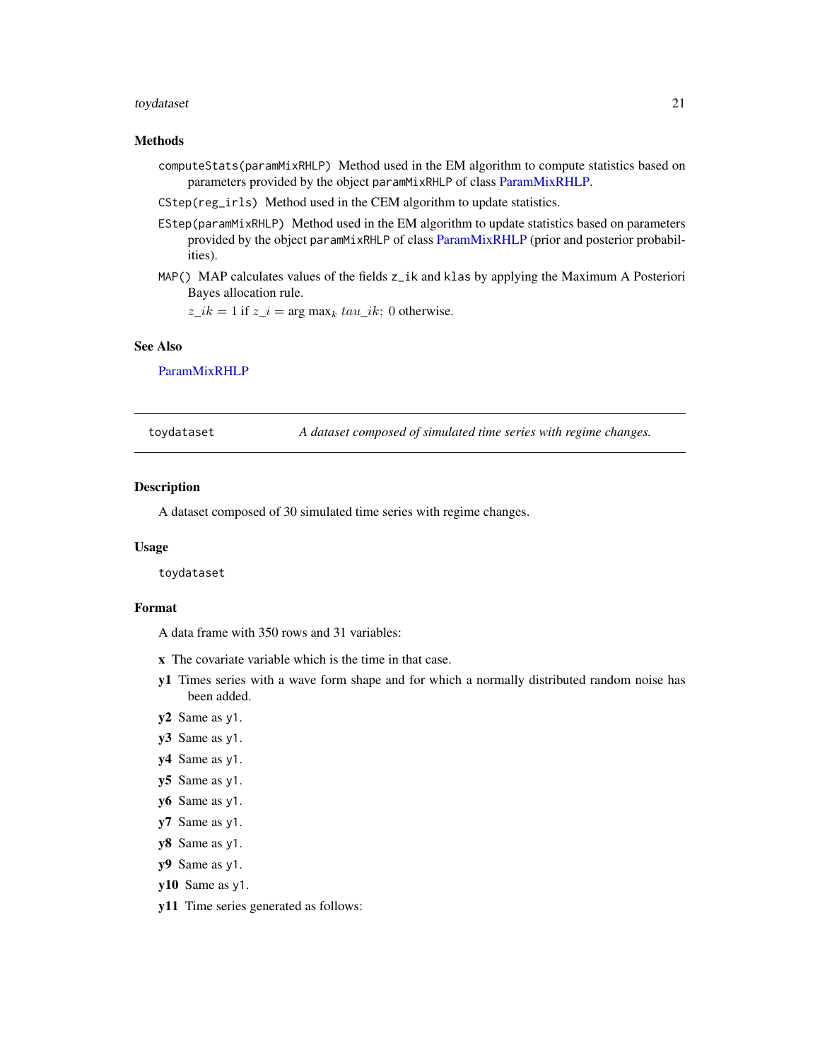### Methods

`computeStats(paramMixRHLP)` Method used in the EM algorithm to compute statistics based on parameters provided by the object `paramMixRHLP` of class ParamMixRHLP.

`CStep(reg_irls)` Method used in the CEM algorithm to update statistics.

`EStep(paramMixRHLP)` Method used in the EM algorithm to update statistics based on parameters provided by the object `paramMixRHLP` of class ParamMixRHLP (prior and posterior probabilities).

`MAP()` MAP calculates values of the fields `z_ik` and `klas` by applying the Maximum A Posteriori Bayes allocation rule.

$z\_ik = 1$ if $z\_i = \arg\max_k tau\_ik;\ 0$ otherwise.

### See Also

ParamMixRHLP

---

`toydataset` *A dataset composed of simulated time series with regime changes.*

---

### Description

A dataset composed of 30 simulated time series with regime changes.

### Usage

```
toydataset
```

### Format

A data frame with 350 rows and 31 variables:

**x** The covariate variable which is the time in that case.

**y1** Times series with a wave form shape and for which a normally distributed random noise has been added.

**y2** Same as `y1`.

**y3** Same as `y1`.

**y4** Same as `y1`.

**y5** Same as `y1`.

**y6** Same as `y1`.

**y7** Same as `y1`.

**y8** Same as `y1`.

**y9** Same as `y1`.

**y10** Same as `y1`.

**y11** Time series generated as follows: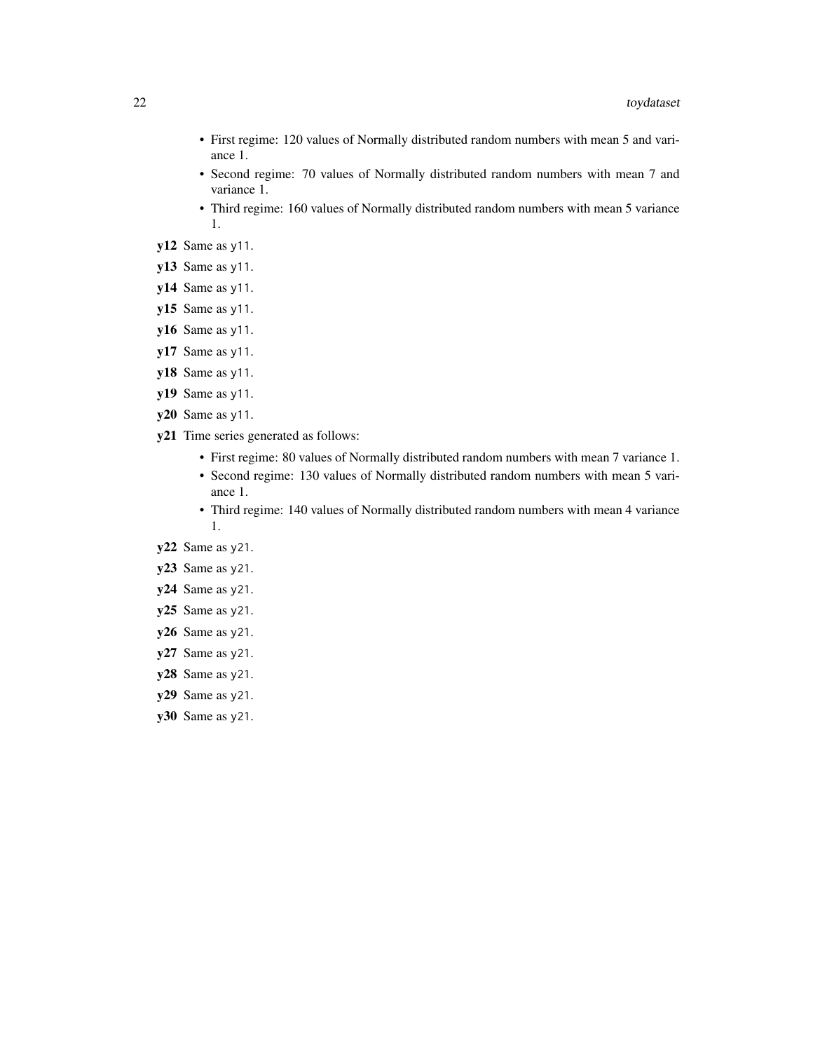- First regime: 120 values of Normally distributed random numbers with mean 5 and variance 1.
- Second regime: 70 values of Normally distributed random numbers with mean 7 and variance 1.
- Third regime: 160 values of Normally distributed random numbers with mean 5 variance 1.

**y12** Same as y11.

**y13** Same as y11.

**y14** Same as y11.

**y15** Same as y11.

**y16** Same as y11.

**y17** Same as y11.

**y18** Same as y11.

**y19** Same as y11.

**y20** Same as y11.

**y21** Time series generated as follows:

- First regime: 80 values of Normally distributed random numbers with mean 7 variance 1.
- Second regime: 130 values of Normally distributed random numbers with mean 5 variance 1.
- Third regime: 140 values of Normally distributed random numbers with mean 4 variance 1.

**y22** Same as y21.

**y23** Same as y21.

**y24** Same as y21.

**y25** Same as y21.

**y26** Same as y21.

**y27** Same as y21.

**y28** Same as y21.

**y29** Same as y21.

**y30** Same as y21.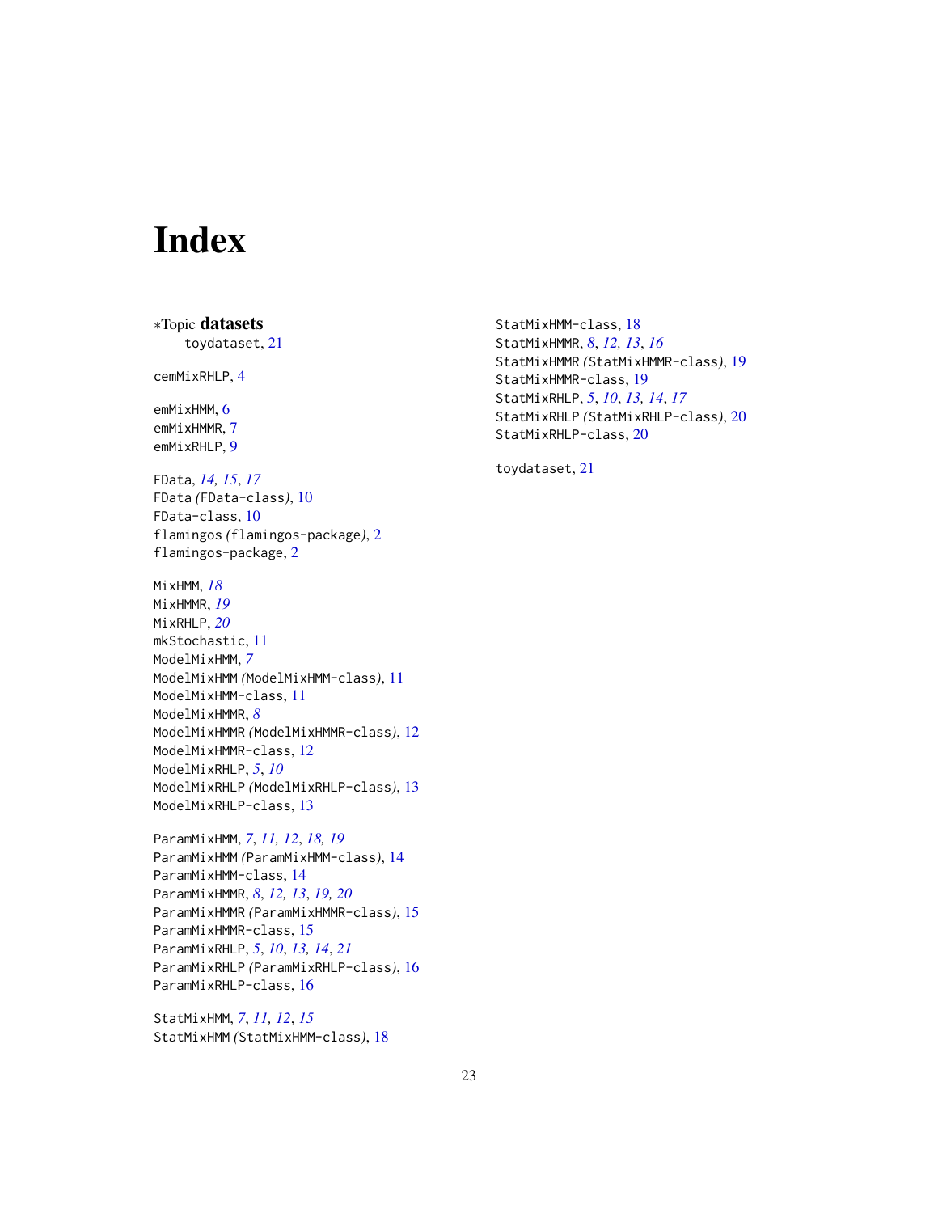# Index

∗Topic **datasets**
toydataset, 21

cemMixRHLP, 4

emMixHMM, 6
emMixHMMR, 7
emMixRHLP, 9

FData, *14, 15*, *17*
FData *(*FData-class*)*, 10
FData-class, 10
flamingos *(*flamingos-package*)*, 2
flamingos-package, 2

MixHMM, *18*
MixHMMR, *19*
MixRHLP, *20*
mkStochastic, 11
ModelMixHMM, *7*
ModelMixHMM *(*ModelMixHMM-class*)*, 11
ModelMixHMM-class, 11
ModelMixHMMR, *8*
ModelMixHMMR *(*ModelMixHMMR-class*)*, 12
ModelMixHMMR-class, 12
ModelMixRHLP, *5*, *10*
ModelMixRHLP *(*ModelMixRHLP-class*)*, 13
ModelMixRHLP-class, 13

ParamMixHMM, *7*, *11, 12*, *18, 19*
ParamMixHMM *(*ParamMixHMM-class*)*, 14
ParamMixHMM-class, 14
ParamMixHMMR, *8*, *12, 13*, *19, 20*
ParamMixHMMR *(*ParamMixHMMR-class*)*, 15
ParamMixHMMR-class, 15
ParamMixRHLP, *5*, *10*, *13, 14*, *21*
ParamMixRHLP *(*ParamMixRHLP-class*)*, 16
ParamMixRHLP-class, 16

StatMixHMM, *7*, *11, 12*, *15*
StatMixHMM *(*StatMixHMM-class*)*, 18
StatMixHMM-class, 18
StatMixHMMR, *8*, *12, 13*, *16*
StatMixHMMR *(*StatMixHMMR-class*)*, 19
StatMixHMMR-class, 19
StatMixRHLP, *5*, *10*, *13, 14*, *17*
StatMixRHLP *(*StatMixRHLP-class*)*, 20
StatMixRHLP-class, 20

toydataset, 21